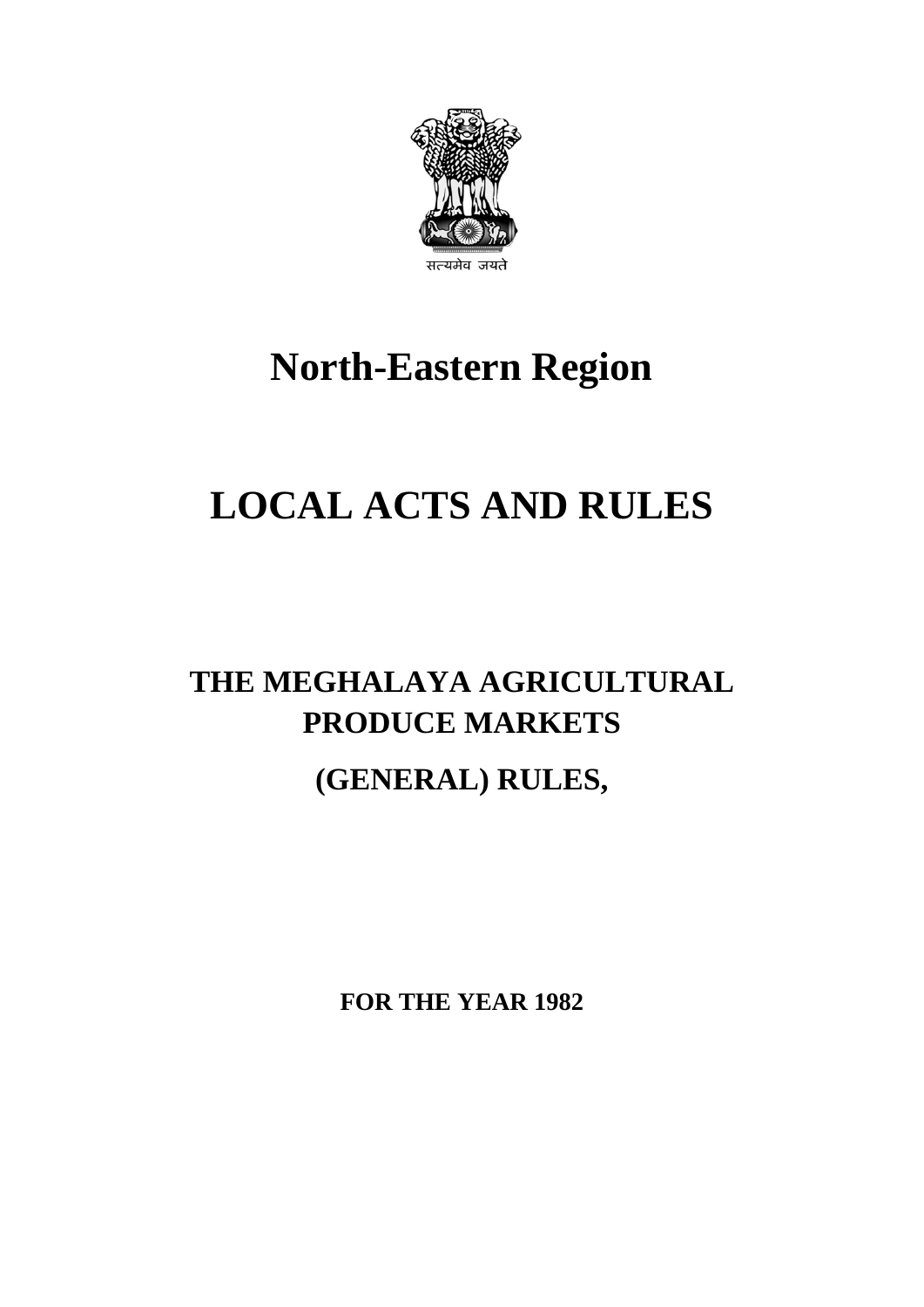सत्यमेव जयते

# North-Eastern Region

# LOCAL ACTS AND RULES

## THE MEGHALAYA AGRICULTURAL PRODUCE MARKETS

## (GENERAL) RULES,

**FOR THE YEAR 1982**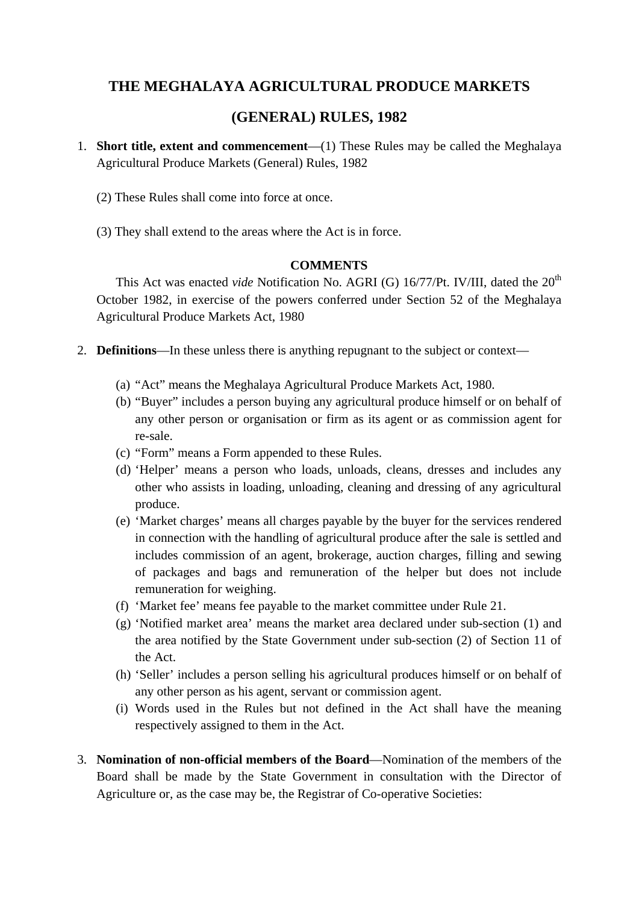# THE MEGHALAYA AGRICULTURAL PRODUCE MARKETS (GENERAL) RULES, 1982

1. **Short title, extent and commencement**—(1) These Rules may be called the Meghalaya Agricultural Produce Markets (General) Rules, 1982

   (2) These Rules shall come into force at once.

   (3) They shall extend to the areas where the Act is in force.

   **COMMENTS**

   This Act was enacted *vide* Notification No. AGRI (G) 16/77/Pt. IV/III, dated the 20th October 1982, in exercise of the powers conferred under Section 52 of the Meghalaya Agricultural Produce Markets Act, 1980

2. **Definitions**—In these unless there is anything repugnant to the subject or context—

   (a) "Act" means the Meghalaya Agricultural Produce Markets Act, 1980.
   (b) "Buyer" includes a person buying any agricultural produce himself or on behalf of any other person or organisation or firm as its agent or as commission agent for re-sale.
   (c) "Form" means a Form appended to these Rules.
   (d) 'Helper' means a person who loads, unloads, cleans, dresses and includes any other who assists in loading, unloading, cleaning and dressing of any agricultural produce.
   (e) 'Market charges' means all charges payable by the buyer for the services rendered in connection with the handling of agricultural produce after the sale is settled and includes commission of an agent, brokerage, auction charges, filling and sewing of packages and bags and remuneration of the helper but does not include remuneration for weighing.
   (f) 'Market fee' means fee payable to the market committee under Rule 21.
   (g) 'Notified market area' means the market area declared under sub-section (1) and the area notified by the State Government under sub-section (2) of Section 11 of the Act.
   (h) 'Seller' includes a person selling his agricultural produces himself or on behalf of any other person as his agent, servant or commission agent.
   (i) Words used in the Rules but not defined in the Act shall have the meaning respectively assigned to them in the Act.

3. **Nomination of non-official members of the Board**—Nomination of the members of the Board shall be made by the State Government in consultation with the Director of Agriculture or, as the case may be, the Registrar of Co-operative Societies: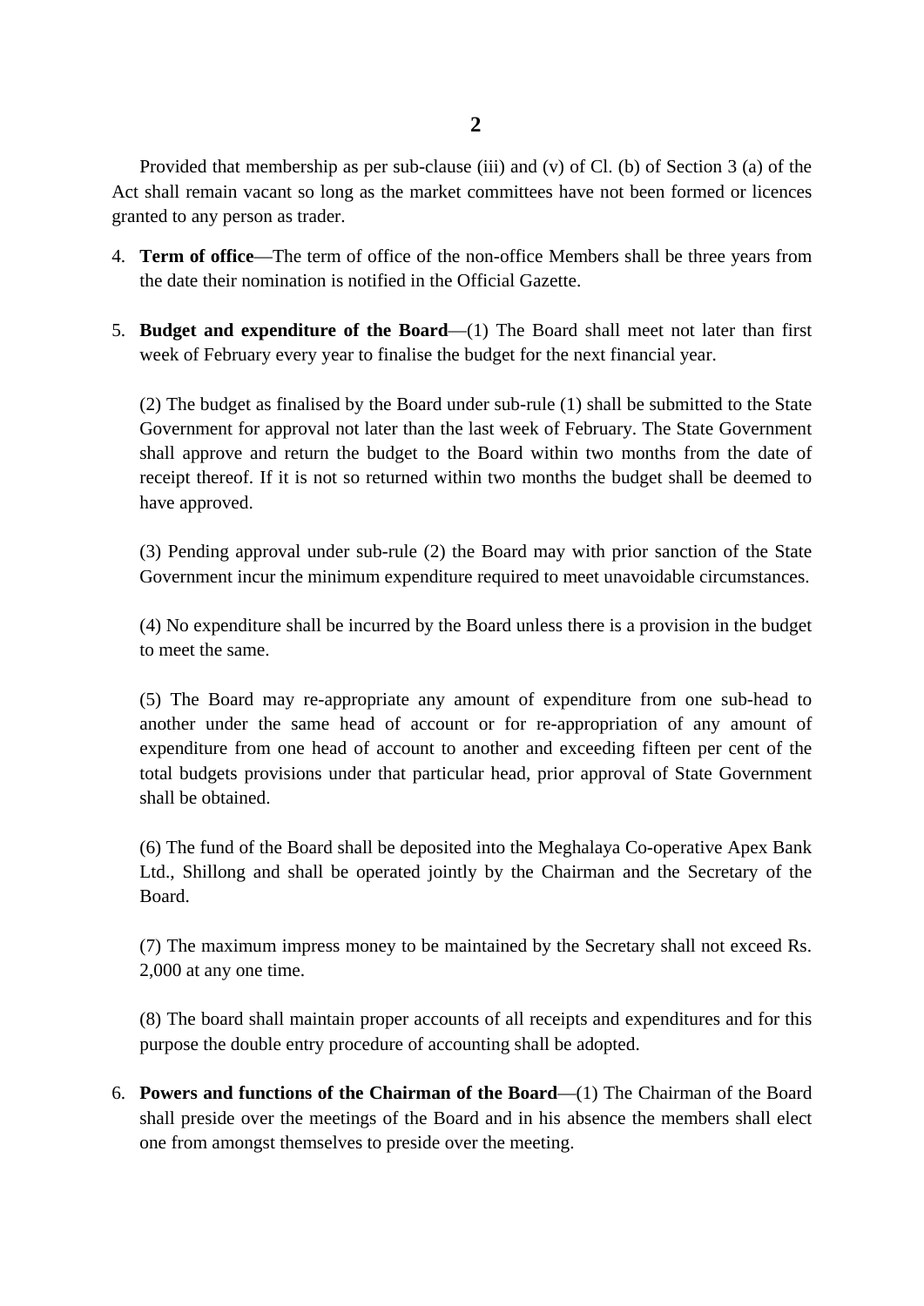Provided that membership as per sub-clause (iii) and (v) of Cl. (b) of Section 3 (a) of the Act shall remain vacant so long as the market committees have not been formed or licences granted to any person as trader.

4. **Term of office**—The term of office of the non-office Members shall be three years from the date their nomination is notified in the Official Gazette.

5. **Budget and expenditure of the Board**—(1) The Board shall meet not later than first week of February every year to finalise the budget for the next financial year.

   (2) The budget as finalised by the Board under sub-rule (1) shall be submitted to the State Government for approval not later than the last week of February. The State Government shall approve and return the budget to the Board within two months from the date of receipt thereof. If it is not so returned within two months the budget shall be deemed to have approved.

   (3) Pending approval under sub-rule (2) the Board may with prior sanction of the State Government incur the minimum expenditure required to meet unavoidable circumstances.

   (4) No expenditure shall be incurred by the Board unless there is a provision in the budget to meet the same.

   (5) The Board may re-appropriate any amount of expenditure from one sub-head to another under the same head of account or for re-appropriation of any amount of expenditure from one head of account to another and exceeding fifteen per cent of the total budgets provisions under that particular head, prior approval of State Government shall be obtained.

   (6) The fund of the Board shall be deposited into the Meghalaya Co-operative Apex Bank Ltd., Shillong and shall be operated jointly by the Chairman and the Secretary of the Board.

   (7) The maximum impress money to be maintained by the Secretary shall not exceed Rs. 2,000 at any one time.

   (8) The board shall maintain proper accounts of all receipts and expenditures and for this purpose the double entry procedure of accounting shall be adopted.

6. **Powers and functions of the Chairman of the Board**—(1) The Chairman of the Board shall preside over the meetings of the Board and in his absence the members shall elect one from amongst themselves to preside over the meeting.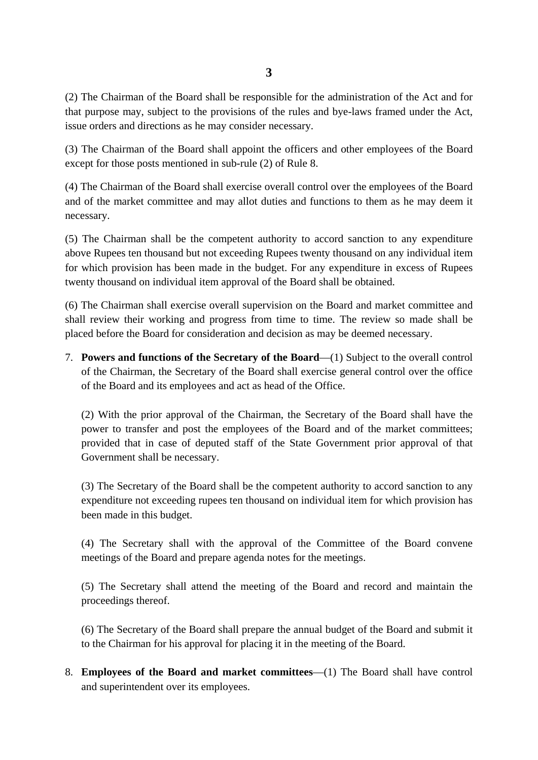(2) The Chairman of the Board shall be responsible for the administration of the Act and for that purpose may, subject to the provisions of the rules and bye-laws framed under the Act, issue orders and directions as he may consider necessary.

(3) The Chairman of the Board shall appoint the officers and other employees of the Board except for those posts mentioned in sub-rule (2) of Rule 8.

(4) The Chairman of the Board shall exercise overall control over the employees of the Board and of the market committee and may allot duties and functions to them as he may deem it necessary.

(5) The Chairman shall be the competent authority to accord sanction to any expenditure above Rupees ten thousand but not exceeding Rupees twenty thousand on any individual item for which provision has been made in the budget. For any expenditure in excess of Rupees twenty thousand on individual item approval of the Board shall be obtained.

(6) The Chairman shall exercise overall supervision on the Board and market committee and shall review their working and progress from time to time. The review so made shall be placed before the Board for consideration and decision as may be deemed necessary.

7. **Powers and functions of the Secretary of the Board**—(1) Subject to the overall control of the Chairman, the Secretary of the Board shall exercise general control over the office of the Board and its employees and act as head of the Office.

   (2) With the prior approval of the Chairman, the Secretary of the Board shall have the power to transfer and post the employees of the Board and of the market committees; provided that in case of deputed staff of the State Government prior approval of that Government shall be necessary.

   (3) The Secretary of the Board shall be the competent authority to accord sanction to any expenditure not exceeding rupees ten thousand on individual item for which provision has been made in this budget.

   (4) The Secretary shall with the approval of the Committee of the Board convene meetings of the Board and prepare agenda notes for the meetings.

   (5) The Secretary shall attend the meeting of the Board and record and maintain the proceedings thereof.

   (6) The Secretary of the Board shall prepare the annual budget of the Board and submit it to the Chairman for his approval for placing it in the meeting of the Board.

8. **Employees of the Board and market committees**—(1) The Board shall have control and superintendent over its employees.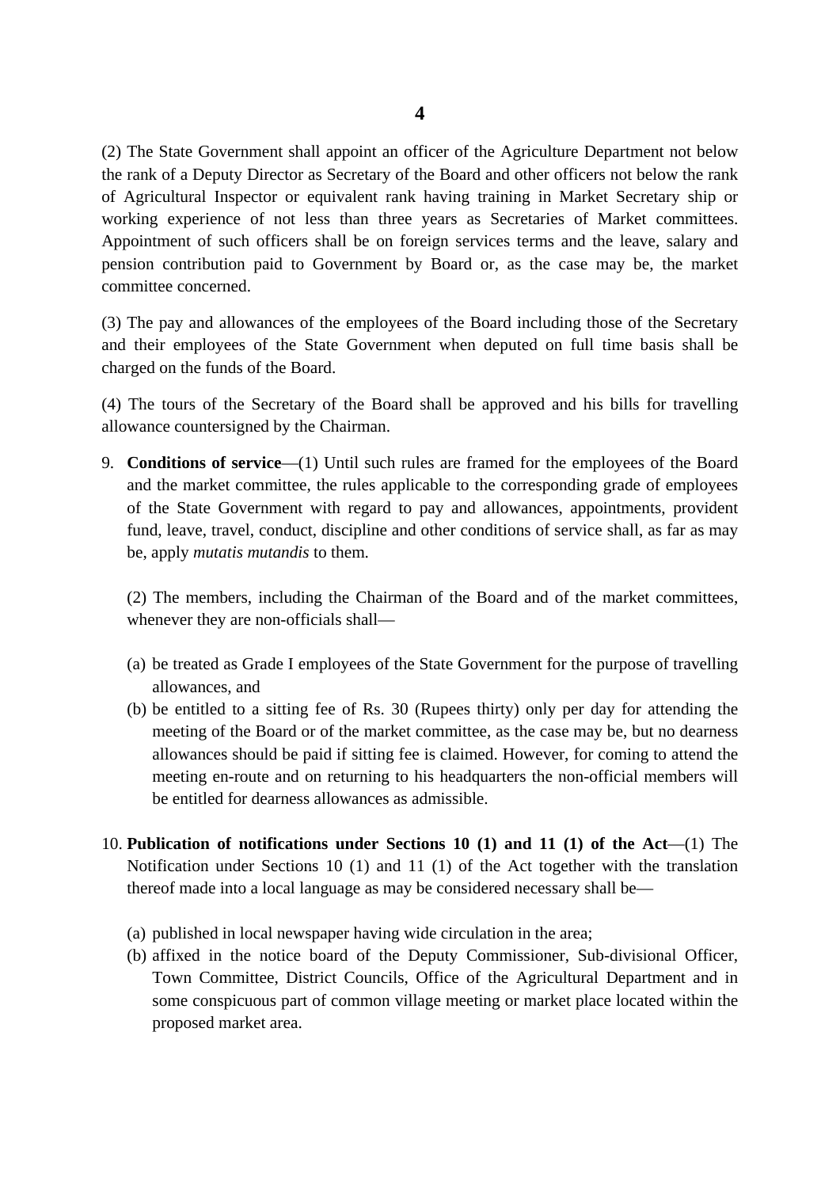(2) The State Government shall appoint an officer of the Agriculture Department not below the rank of a Deputy Director as Secretary of the Board and other officers not below the rank of Agricultural Inspector or equivalent rank having training in Market Secretary ship or working experience of not less than three years as Secretaries of Market committees. Appointment of such officers shall be on foreign services terms and the leave, salary and pension contribution paid to Government by Board or, as the case may be, the market committee concerned.

(3) The pay and allowances of the employees of the Board including those of the Secretary and their employees of the State Government when deputed on full time basis shall be charged on the funds of the Board.

(4) The tours of the Secretary of the Board shall be approved and his bills for travelling allowance countersigned by the Chairman.

9. **Conditions of service**—(1) Until such rules are framed for the employees of the Board and the market committee, the rules applicable to the corresponding grade of employees of the State Government with regard to pay and allowances, appointments, provident fund, leave, travel, conduct, discipline and other conditions of service shall, as far as may be, apply *mutatis mutandis* to them.

   (2) The members, including the Chairman of the Board and of the market committees, whenever they are non-officials shall—

   (a) be treated as Grade I employees of the State Government for the purpose of travelling allowances, and
   (b) be entitled to a sitting fee of Rs. 30 (Rupees thirty) only per day for attending the meeting of the Board or of the market committee, as the case may be, but no dearness allowances should be paid if sitting fee is claimed. However, for coming to attend the meeting en-route and on returning to his headquarters the non-official members will be entitled for dearness allowances as admissible.

10. **Publication of notifications under Sections 10 (1) and 11 (1) of the Act**—(1) The Notification under Sections 10 (1) and 11 (1) of the Act together with the translation thereof made into a local language as may be considered necessary shall be—

    (a) published in local newspaper having wide circulation in the area;
    (b) affixed in the notice board of the Deputy Commissioner, Sub-divisional Officer, Town Committee, District Councils, Office of the Agricultural Department and in some conspicuous part of common village meeting or market place located within the proposed market area.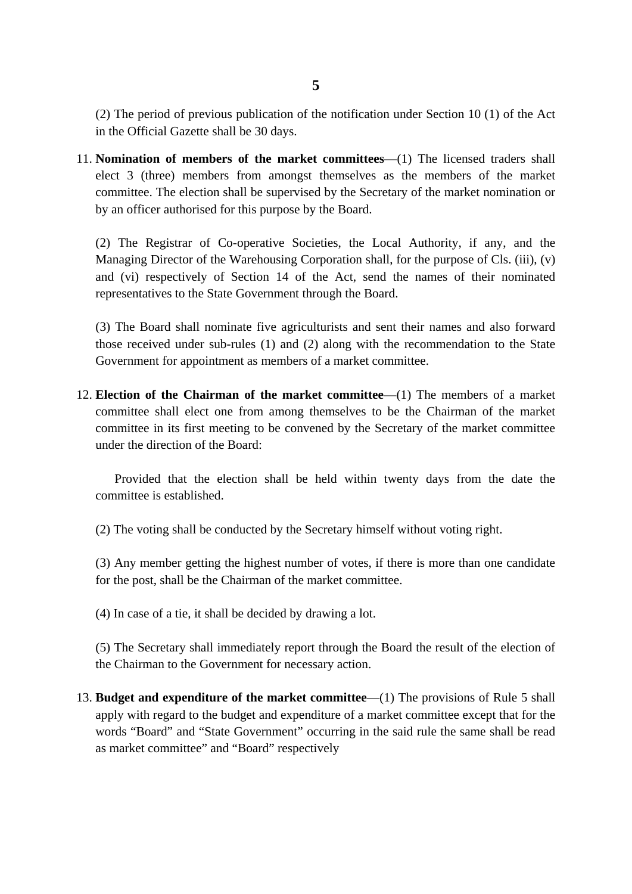(2) The period of previous publication of the notification under Section 10 (1) of the Act in the Official Gazette shall be 30 days.

11. **Nomination of members of the market committees**—(1) The licensed traders shall elect 3 (three) members from amongst themselves as the members of the market committee. The election shall be supervised by the Secretary of the market nomination or by an officer authorised for this purpose by the Board.

    (2) The Registrar of Co-operative Societies, the Local Authority, if any, and the Managing Director of the Warehousing Corporation shall, for the purpose of Cls. (iii), (v) and (vi) respectively of Section 14 of the Act, send the names of their nominated representatives to the State Government through the Board.

    (3) The Board shall nominate five agriculturists and sent their names and also forward those received under sub-rules (1) and (2) along with the recommendation to the State Government for appointment as members of a market committee.

12. **Election of the Chairman of the market committee**—(1) The members of a market committee shall elect one from among themselves to be the Chairman of the market committee in its first meeting to be convened by the Secretary of the market committee under the direction of the Board:

    Provided that the election shall be held within twenty days from the date the committee is established.

    (2) The voting shall be conducted by the Secretary himself without voting right.

    (3) Any member getting the highest number of votes, if there is more than one candidate for the post, shall be the Chairman of the market committee.

    (4) In case of a tie, it shall be decided by drawing a lot.

    (5) The Secretary shall immediately report through the Board the result of the election of the Chairman to the Government for necessary action.

13. **Budget and expenditure of the market committee**—(1) The provisions of Rule 5 shall apply with regard to the budget and expenditure of a market committee except that for the words "Board" and "State Government" occurring in the said rule the same shall be read as market committee" and "Board" respectively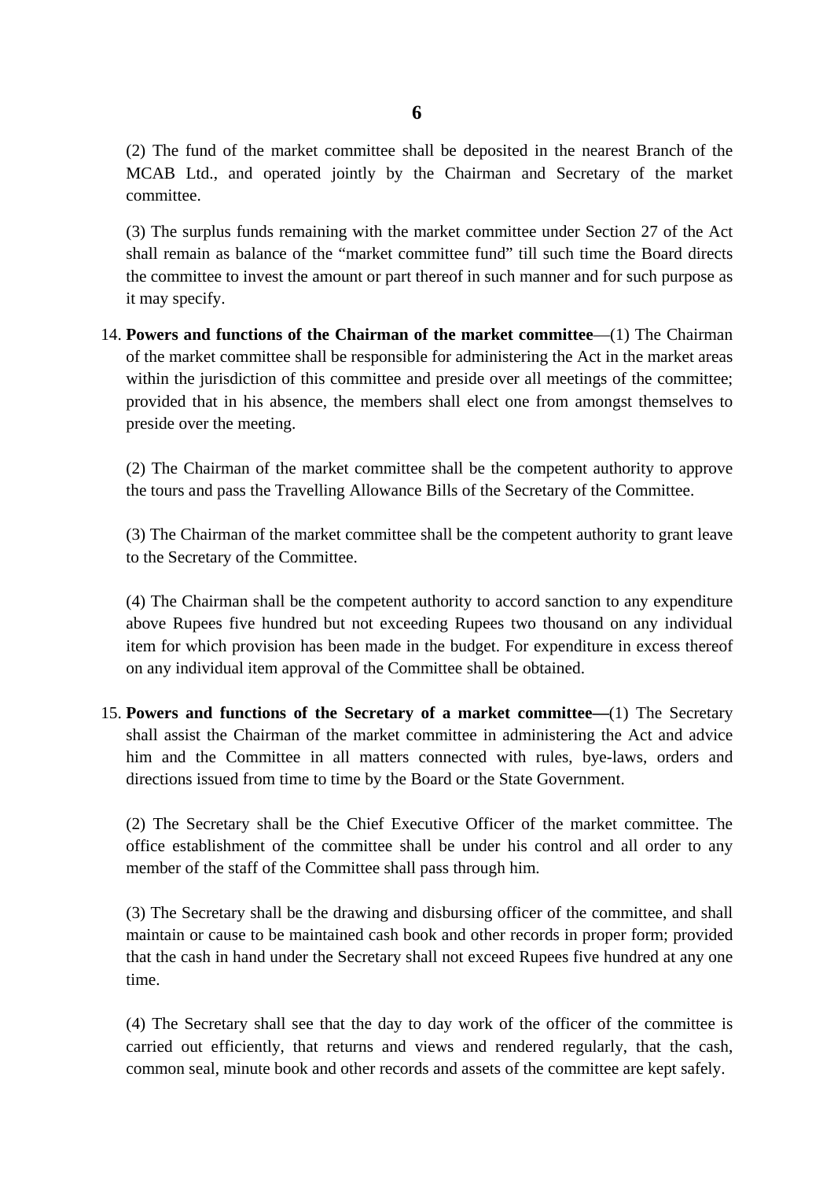(2) The fund of the market committee shall be deposited in the nearest Branch of the MCAB Ltd., and operated jointly by the Chairman and Secretary of the market committee.

(3) The surplus funds remaining with the market committee under Section 27 of the Act shall remain as balance of the "market committee fund" till such time the Board directs the committee to invest the amount or part thereof in such manner and for such purpose as it may specify.

14. **Powers and functions of the Chairman of the market committee**—(1) The Chairman of the market committee shall be responsible for administering the Act in the market areas within the jurisdiction of this committee and preside over all meetings of the committee; provided that in his absence, the members shall elect one from amongst themselves to preside over the meeting.

(2) The Chairman of the market committee shall be the competent authority to approve the tours and pass the Travelling Allowance Bills of the Secretary of the Committee.

(3) The Chairman of the market committee shall be the competent authority to grant leave to the Secretary of the Committee.

(4) The Chairman shall be the competent authority to accord sanction to any expenditure above Rupees five hundred but not exceeding Rupees two thousand on any individual item for which provision has been made in the budget. For expenditure in excess thereof on any individual item approval of the Committee shall be obtained.

15. **Powers and functions of the Secretary of a market committee—**(1) The Secretary shall assist the Chairman of the market committee in administering the Act and advice him and the Committee in all matters connected with rules, bye-laws, orders and directions issued from time to time by the Board or the State Government.

(2) The Secretary shall be the Chief Executive Officer of the market committee. The office establishment of the committee shall be under his control and all order to any member of the staff of the Committee shall pass through him.

(3) The Secretary shall be the drawing and disbursing officer of the committee, and shall maintain or cause to be maintained cash book and other records in proper form; provided that the cash in hand under the Secretary shall not exceed Rupees five hundred at any one time.

(4) The Secretary shall see that the day to day work of the officer of the committee is carried out efficiently, that returns and views and rendered regularly, that the cash, common seal, minute book and other records and assets of the committee are kept safely.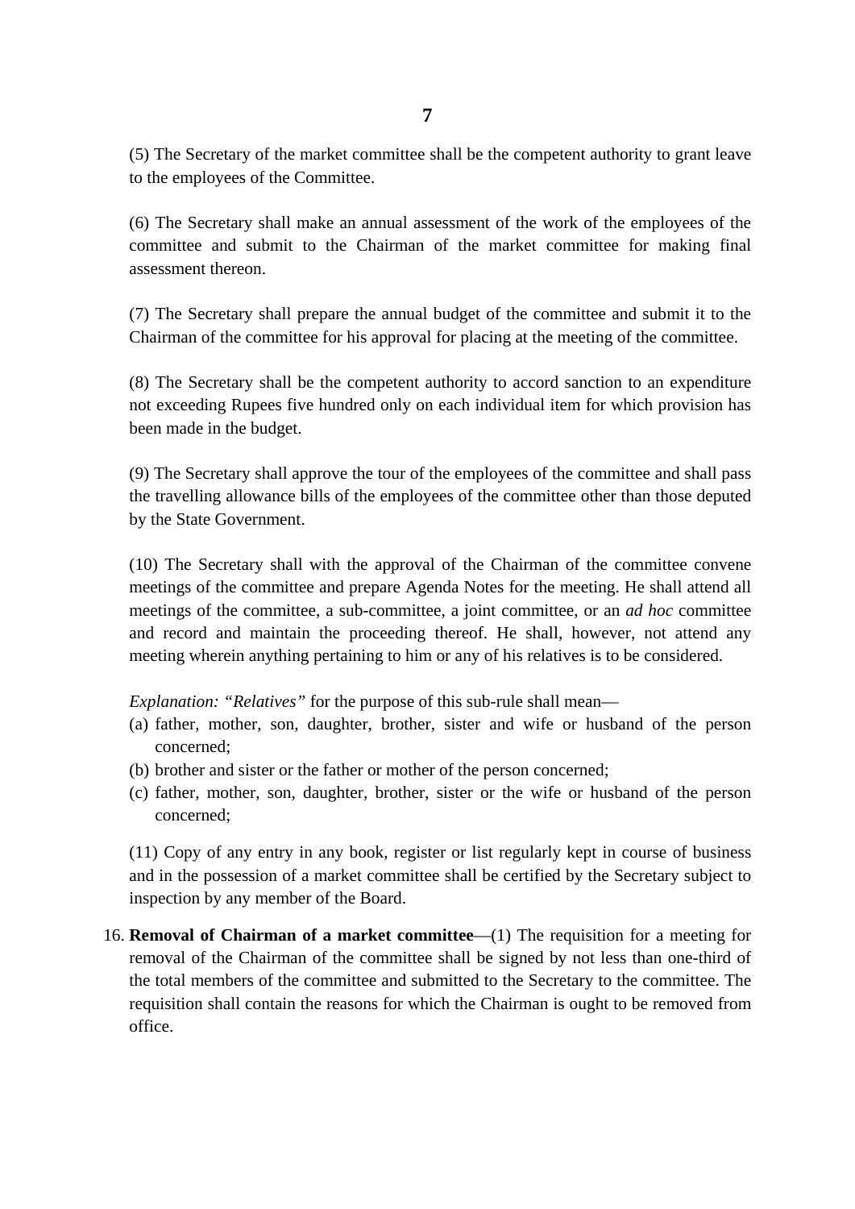(5) The Secretary of the market committee shall be the competent authority to grant leave to the employees of the Committee.

(6) The Secretary shall make an annual assessment of the work of the employees of the committee and submit to the Chairman of the market committee for making final assessment thereon.

(7) The Secretary shall prepare the annual budget of the committee and submit it to the Chairman of the committee for his approval for placing at the meeting of the committee.

(8) The Secretary shall be the competent authority to accord sanction to an expenditure not exceeding Rupees five hundred only on each individual item for which provision has been made in the budget.

(9) The Secretary shall approve the tour of the employees of the committee and shall pass the travelling allowance bills of the employees of the committee other than those deputed by the State Government.

(10) The Secretary shall with the approval of the Chairman of the committee convene meetings of the committee and prepare Agenda Notes for the meeting. He shall attend all meetings of the committee, a sub-committee, a joint committee, or an *ad hoc* committee and record and maintain the proceeding thereof. He shall, however, not attend any meeting wherein anything pertaining to him or any of his relatives is to be considered.

*Explanation: "Relatives"* for the purpose of this sub-rule shall mean—

(a) father, mother, son, daughter, brother, sister and wife or husband of the person concerned;

(b) brother and sister or the father or mother of the person concerned;

(c) father, mother, son, daughter, brother, sister or the wife or husband of the person concerned;

(11) Copy of any entry in any book, register or list regularly kept in course of business and in the possession of a market committee shall be certified by the Secretary subject to inspection by any member of the Board.

16. **Removal of Chairman of a market committee**—(1) The requisition for a meeting for removal of the Chairman of the committee shall be signed by not less than one-third of the total members of the committee and submitted to the Secretary to the committee. The requisition shall contain the reasons for which the Chairman is ought to be removed from office.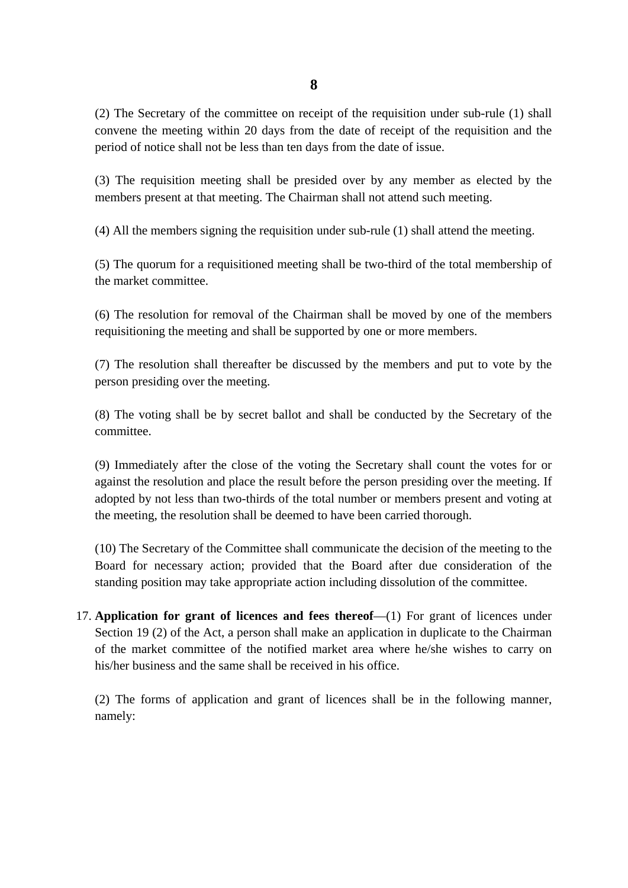(2) The Secretary of the committee on receipt of the requisition under sub-rule (1) shall convene the meeting within 20 days from the date of receipt of the requisition and the period of notice shall not be less than ten days from the date of issue.

(3) The requisition meeting shall be presided over by any member as elected by the members present at that meeting. The Chairman shall not attend such meeting.

(4) All the members signing the requisition under sub-rule (1) shall attend the meeting.

(5) The quorum for a requisitioned meeting shall be two-third of the total membership of the market committee.

(6) The resolution for removal of the Chairman shall be moved by one of the members requisitioning the meeting and shall be supported by one or more members.

(7) The resolution shall thereafter be discussed by the members and put to vote by the person presiding over the meeting.

(8) The voting shall be by secret ballot and shall be conducted by the Secretary of the committee.

(9) Immediately after the close of the voting the Secretary shall count the votes for or against the resolution and place the result before the person presiding over the meeting. If adopted by not less than two-thirds of the total number or members present and voting at the meeting, the resolution shall be deemed to have been carried thorough.

(10) The Secretary of the Committee shall communicate the decision of the meeting to the Board for necessary action; provided that the Board after due consideration of the standing position may take appropriate action including dissolution of the committee.

17. **Application for grant of licences and fees thereof**—(1) For grant of licences under Section 19 (2) of the Act, a person shall make an application in duplicate to the Chairman of the market committee of the notified market area where he/she wishes to carry on his/her business and the same shall be received in his office.

    (2) The forms of application and grant of licences shall be in the following manner, namely: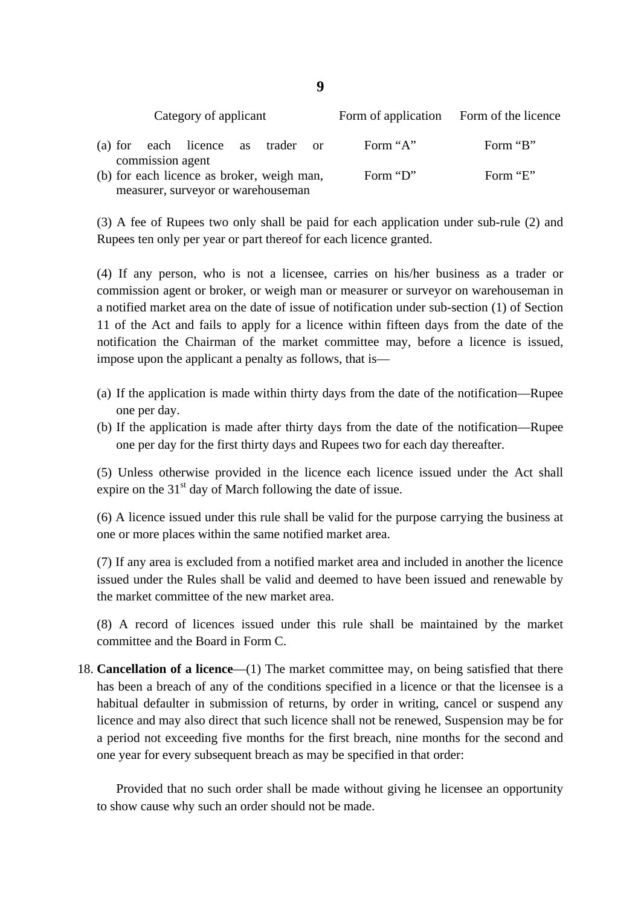| Category of applicant | Form of application | Form of the licence |
|---|---|---|
| (a) for each licence as trader or commission agent | Form "A" | Form "B" |
| (b) for each licence as broker, weigh man, measurer, surveyor or warehouseman | Form "D" | Form "E" |

(3) A fee of Rupees two only shall be paid for each application under sub-rule (2) and Rupees ten only per year or part thereof for each licence granted.

(4) If any person, who is not a licensee, carries on his/her business as a trader or commission agent or broker, or weigh man or measurer or surveyor on warehouseman in a notified market area on the date of issue of notification under sub-section (1) of Section 11 of the Act and fails to apply for a licence within fifteen days from the date of the notification the Chairman of the market committee may, before a licence is issued, impose upon the applicant a penalty as follows, that is—

(a) If the application is made within thirty days from the date of the notification—Rupee one per day.
(b) If the application is made after thirty days from the date of the notification—Rupee one per day for the first thirty days and Rupees two for each day thereafter.

(5) Unless otherwise provided in the licence each licence issued under the Act shall expire on the 31st day of March following the date of issue.

(6) A licence issued under this rule shall be valid for the purpose carrying the business at one or more places within the same notified market area.

(7) If any area is excluded from a notified market area and included in another the licence issued under the Rules shall be valid and deemed to have been issued and renewable by the market committee of the new market area.

(8) A record of licences issued under this rule shall be maintained by the market committee and the Board in Form C.

18. **Cancellation of a licence**—(1) The market committee may, on being satisfied that there has been a breach of any of the conditions specified in a licence or that the licensee is a habitual defaulter in submission of returns, by order in writing, cancel or suspend any licence and may also direct that such licence shall not be renewed, Suspension may be for a period not exceeding five months for the first breach, nine months for the second and one year for every subsequent breach as may be specified in that order:

Provided that no such order shall be made without giving he licensee an opportunity to show cause why such an order should not be made.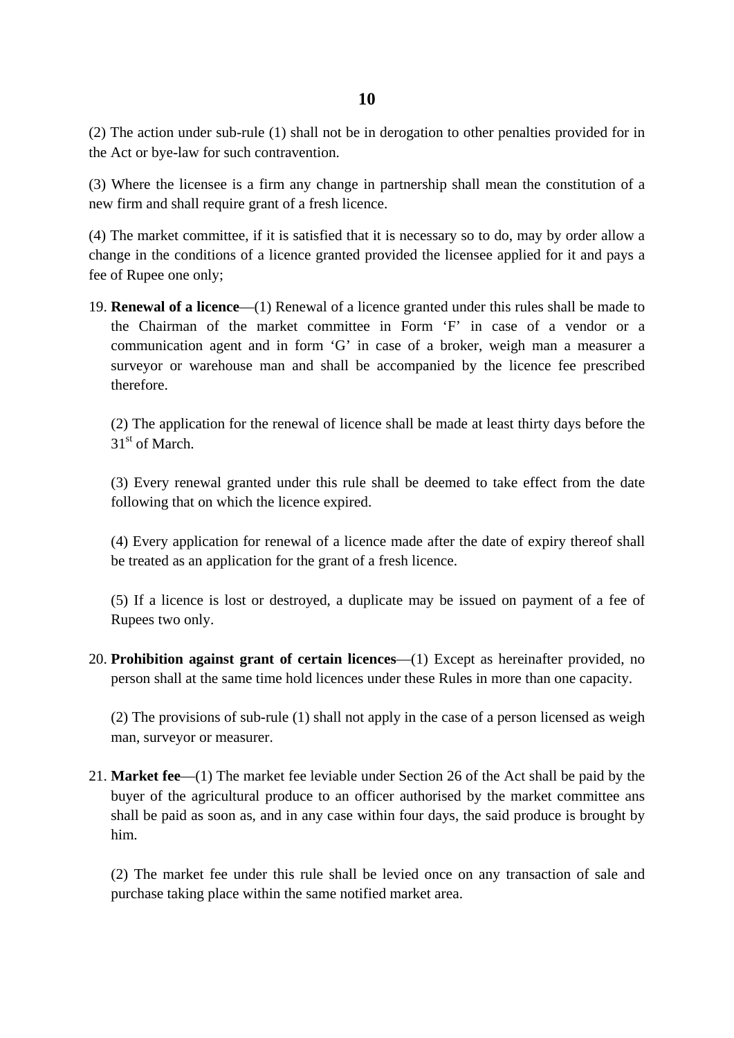(2) The action under sub-rule (1) shall not be in derogation to other penalties provided for in the Act or bye-law for such contravention.

(3) Where the licensee is a firm any change in partnership shall mean the constitution of a new firm and shall require grant of a fresh licence.

(4) The market committee, if it is satisfied that it is necessary so to do, may by order allow a change in the conditions of a licence granted provided the licensee applied for it and pays a fee of Rupee one only;

19. **Renewal of a licence**—(1) Renewal of a licence granted under this rules shall be made to the Chairman of the market committee in Form 'F' in case of a vendor or a communication agent and in form 'G' in case of a broker, weigh man a measurer a surveyor or warehouse man and shall be accompanied by the licence fee prescribed therefore.

   (2) The application for the renewal of licence shall be made at least thirty days before the 31st of March.

   (3) Every renewal granted under this rule shall be deemed to take effect from the date following that on which the licence expired.

   (4) Every application for renewal of a licence made after the date of expiry thereof shall be treated as an application for the grant of a fresh licence.

   (5) If a licence is lost or destroyed, a duplicate may be issued on payment of a fee of Rupees two only.

20. **Prohibition against grant of certain licences**—(1) Except as hereinafter provided, no person shall at the same time hold licences under these Rules in more than one capacity.

   (2) The provisions of sub-rule (1) shall not apply in the case of a person licensed as weigh man, surveyor or measurer.

21. **Market fee**—(1) The market fee leviable under Section 26 of the Act shall be paid by the buyer of the agricultural produce to an officer authorised by the market committee ans shall be paid as soon as, and in any case within four days, the said produce is brought by him.

   (2) The market fee under this rule shall be levied once on any transaction of sale and purchase taking place within the same notified market area.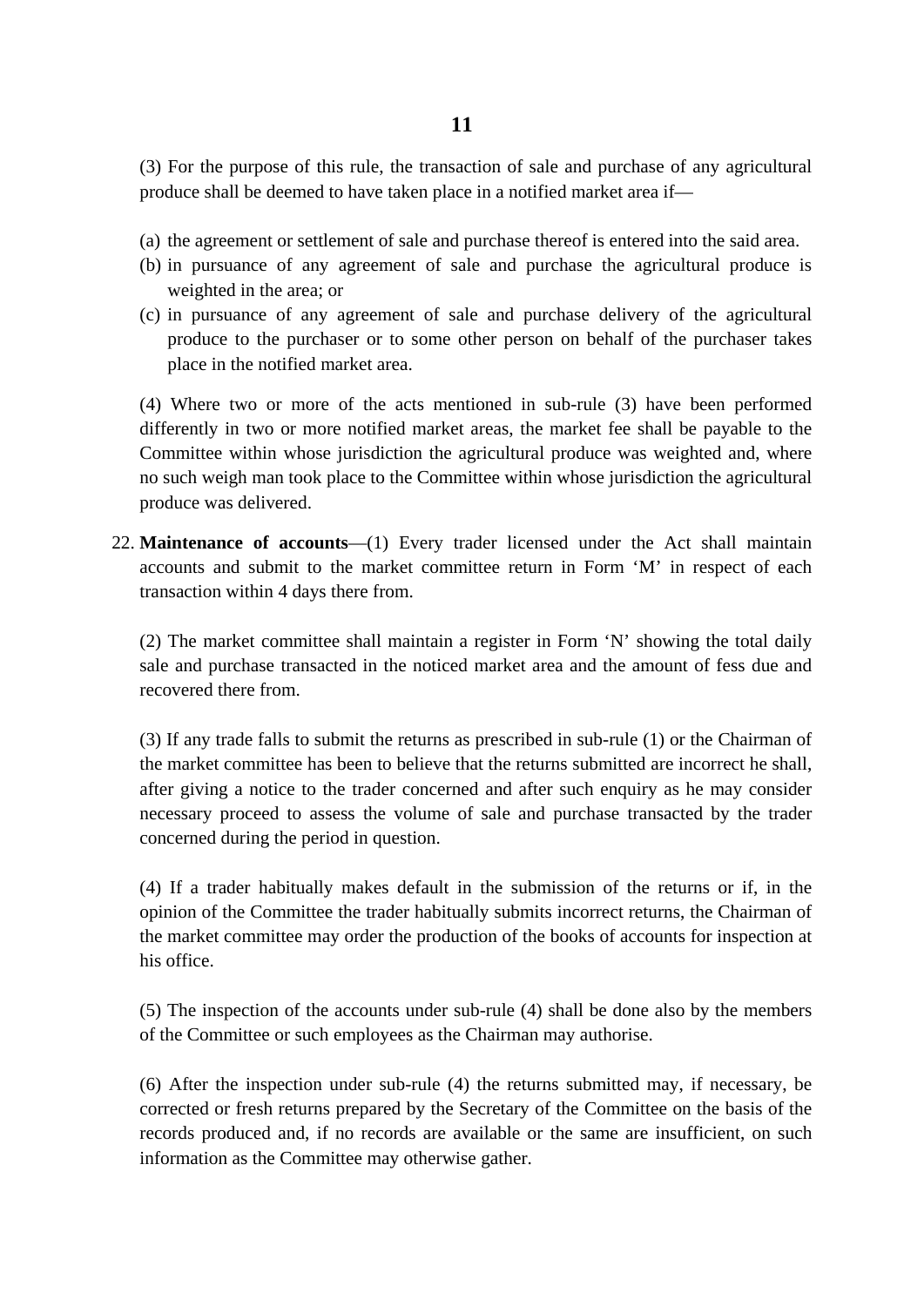(3) For the purpose of this rule, the transaction of sale and purchase of any agricultural produce shall be deemed to have taken place in a notified market area if—

(a) the agreement or settlement of sale and purchase thereof is entered into the said area.
(b) in pursuance of any agreement of sale and purchase the agricultural produce is weighted in the area; or
(c) in pursuance of any agreement of sale and purchase delivery of the agricultural produce to the purchaser or to some other person on behalf of the purchaser takes place in the notified market area.

(4) Where two or more of the acts mentioned in sub-rule (3) have been performed differently in two or more notified market areas, the market fee shall be payable to the Committee within whose jurisdiction the agricultural produce was weighted and, where no such weigh man took place to the Committee within whose jurisdiction the agricultural produce was delivered.

22. **Maintenance of accounts**—(1) Every trader licensed under the Act shall maintain accounts and submit to the market committee return in Form 'M' in respect of each transaction within 4 days there from.

(2) The market committee shall maintain a register in Form 'N' showing the total daily sale and purchase transacted in the noticed market area and the amount of fess due and recovered there from.

(3) If any trade falls to submit the returns as prescribed in sub-rule (1) or the Chairman of the market committee has been to believe that the returns submitted are incorrect he shall, after giving a notice to the trader concerned and after such enquiry as he may consider necessary proceed to assess the volume of sale and purchase transacted by the trader concerned during the period in question.

(4) If a trader habitually makes default in the submission of the returns or if, in the opinion of the Committee the trader habitually submits incorrect returns, the Chairman of the market committee may order the production of the books of accounts for inspection at his office.

(5) The inspection of the accounts under sub-rule (4) shall be done also by the members of the Committee or such employees as the Chairman may authorise.

(6) After the inspection under sub-rule (4) the returns submitted may, if necessary, be corrected or fresh returns prepared by the Secretary of the Committee on the basis of the records produced and, if no records are available or the same are insufficient, on such information as the Committee may otherwise gather.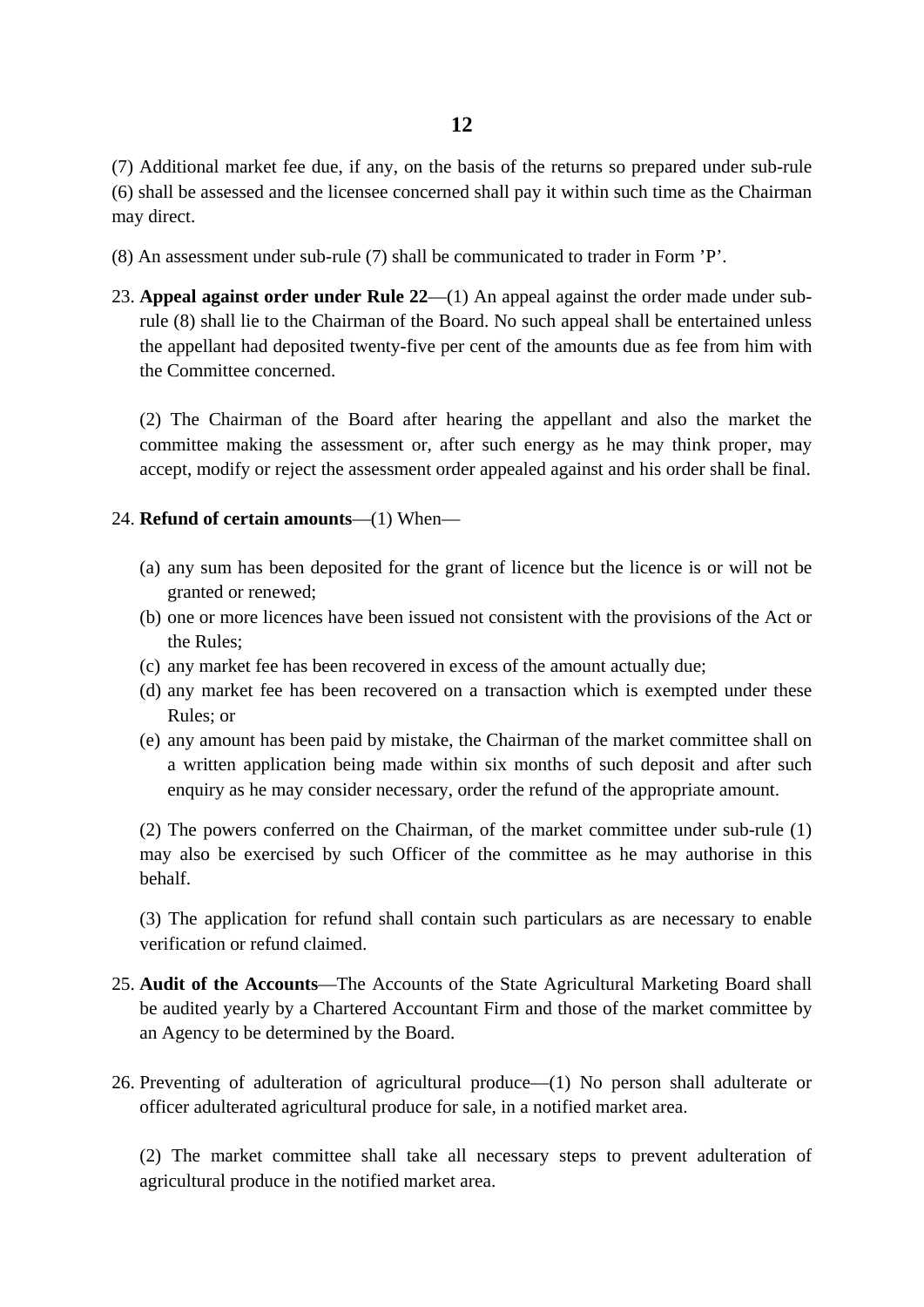(7) Additional market fee due, if any, on the basis of the returns so prepared under sub-rule (6) shall be assessed and the licensee concerned shall pay it within such time as the Chairman may direct.

(8) An assessment under sub-rule (7) shall be communicated to trader in Form 'P'.

23. **Appeal against order under Rule 22**—(1) An appeal against the order made under sub-rule (8) shall lie to the Chairman of the Board. No such appeal shall be entertained unless the appellant had deposited twenty-five per cent of the amounts due as fee from him with the Committee concerned.

    (2) The Chairman of the Board after hearing the appellant and also the market the committee making the assessment or, after such energy as he may think proper, may accept, modify or reject the assessment order appealed against and his order shall be final.

24. **Refund of certain amounts**—(1) When—

    (a) any sum has been deposited for the grant of licence but the licence is or will not be granted or renewed;
    (b) one or more licences have been issued not consistent with the provisions of the Act or the Rules;
    (c) any market fee has been recovered in excess of the amount actually due;
    (d) any market fee has been recovered on a transaction which is exempted under these Rules; or
    (e) any amount has been paid by mistake, the Chairman of the market committee shall on a written application being made within six months of such deposit and after such enquiry as he may consider necessary, order the refund of the appropriate amount.

    (2) The powers conferred on the Chairman, of the market committee under sub-rule (1) may also be exercised by such Officer of the committee as he may authorise in this behalf.

    (3) The application for refund shall contain such particulars as are necessary to enable verification or refund claimed.

25. **Audit of the Accounts**—The Accounts of the State Agricultural Marketing Board shall be audited yearly by a Chartered Accountant Firm and those of the market committee by an Agency to be determined by the Board.

26. Preventing of adulteration of agricultural produce—(1) No person shall adulterate or officer adulterated agricultural produce for sale, in a notified market area.

    (2) The market committee shall take all necessary steps to prevent adulteration of agricultural produce in the notified market area.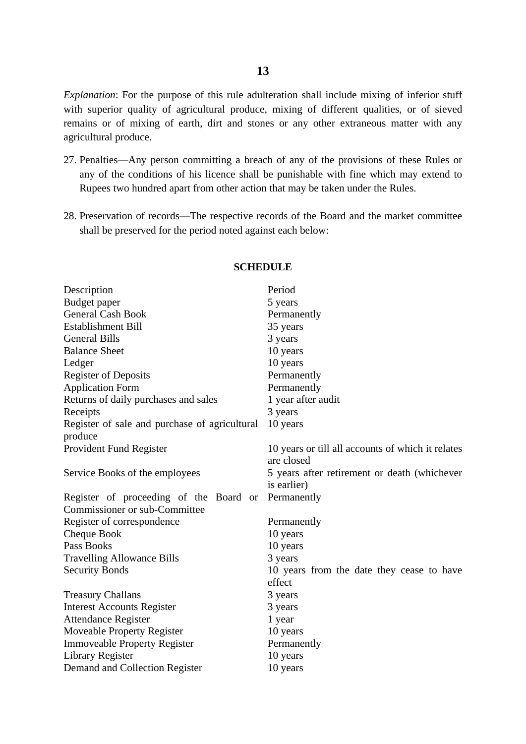*Explanation*: For the purpose of this rule adulteration shall include mixing of inferior stuff with superior quality of agricultural produce, mixing of different qualities, or of sieved remains or of mixing of earth, dirt and stones or any other extraneous matter with any agricultural produce.

27. Penalties—Any person committing a breach of any of the provisions of these Rules or any of the conditions of his licence shall be punishable with fine which may extend to Rupees two hundred apart from other action that may be taken under the Rules.

28. Preservation of records—The respective records of the Board and the market committee shall be preserved for the period noted against each below:

**SCHEDULE**

| Description | Period |
|---|---|
| Budget paper | 5 years |
| General Cash Book | Permanently |
| Establishment Bill | 35 years |
| General Bills | 3 years |
| Balance Sheet | 10 years |
| Ledger | 10 years |
| Register of Deposits | Permanently |
| Application Form | Permanently |
| Returns of daily purchases and sales | 1 year after audit |
| Receipts | 3 years |
| Register of sale and purchase of agricultural produce | 10 years |
| Provident Fund Register | 10 years or till all accounts of which it relates are closed |
| Service Books of the employees | 5 years after retirement or death (whichever is earlier) |
| Register of proceeding of the Board or Commissioner or sub-Committee | Permanently |
| Register of correspondence | Permanently |
| Cheque Book | 10 years |
| Pass Books | 10 years |
| Travelling Allowance Bills | 3 years |
| Security Bonds | 10 years from the date they cease to have effect |
| Treasury Challans | 3 years |
| Interest Accounts Register | 3 years |
| Attendance Register | 1 year |
| Moveable Property Register | 10 years |
| Immoveable Property Register | Permanently |
| Library Register | 10 years |
| Demand and Collection Register | 10 years |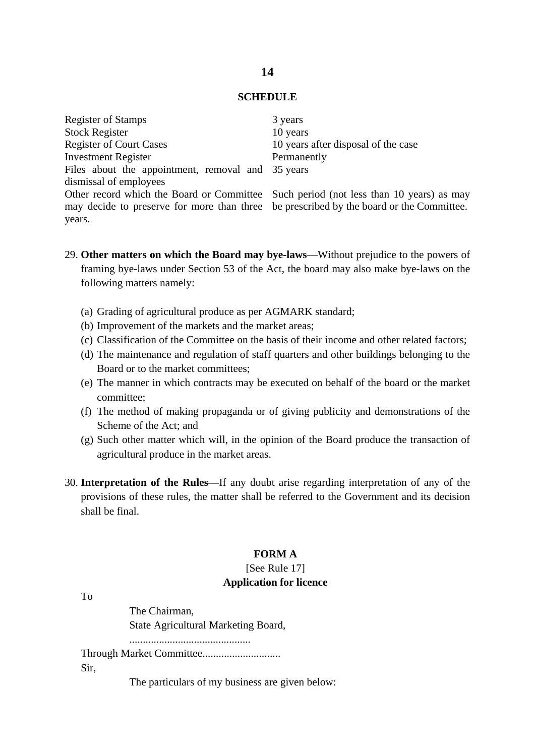## SCHEDULE

| | |
|---|---|
| Register of Stamps | 3 years |
| Stock Register | 10 years |
| Register of Court Cases | 10 years after disposal of the case |
| Investment Register | Permanently |
| Files about the appointment, removal and dismissal of employees | 35 years |
| Other record which the Board or Committee may decide to preserve for more than three years. | Such period (not less than 10 years) as may be prescribed by the board or the Committee. |

29. **Other matters on which the Board may bye-laws**—Without prejudice to the powers of framing bye-laws under Section 53 of the Act, the board may also make bye-laws on the following matters namely:

    (a) Grading of agricultural produce as per AGMARK standard;
    (b) Improvement of the markets and the market areas;
    (c) Classification of the Committee on the basis of their income and other related factors;
    (d) The maintenance and regulation of staff quarters and other buildings belonging to the Board or to the market committees;
    (e) The manner in which contracts may be executed on behalf of the board or the market committee;
    (f) The method of making propaganda or of giving publicity and demonstrations of the Scheme of the Act; and
    (g) Such other matter which will, in the opinion of the Board produce the transaction of agricultural produce in the market areas.

30. **Interpretation of the Rules**—If any doubt arise regarding interpretation of any of the provisions of these rules, the matter shall be referred to the Government and its decision shall be final.

**FORM A**

[See Rule 17]

**Application for licence**

To

The Chairman,
State Agricultural Marketing Board,
.............................................

Through Market Committee.............................

Sir,

The particulars of my business are given below: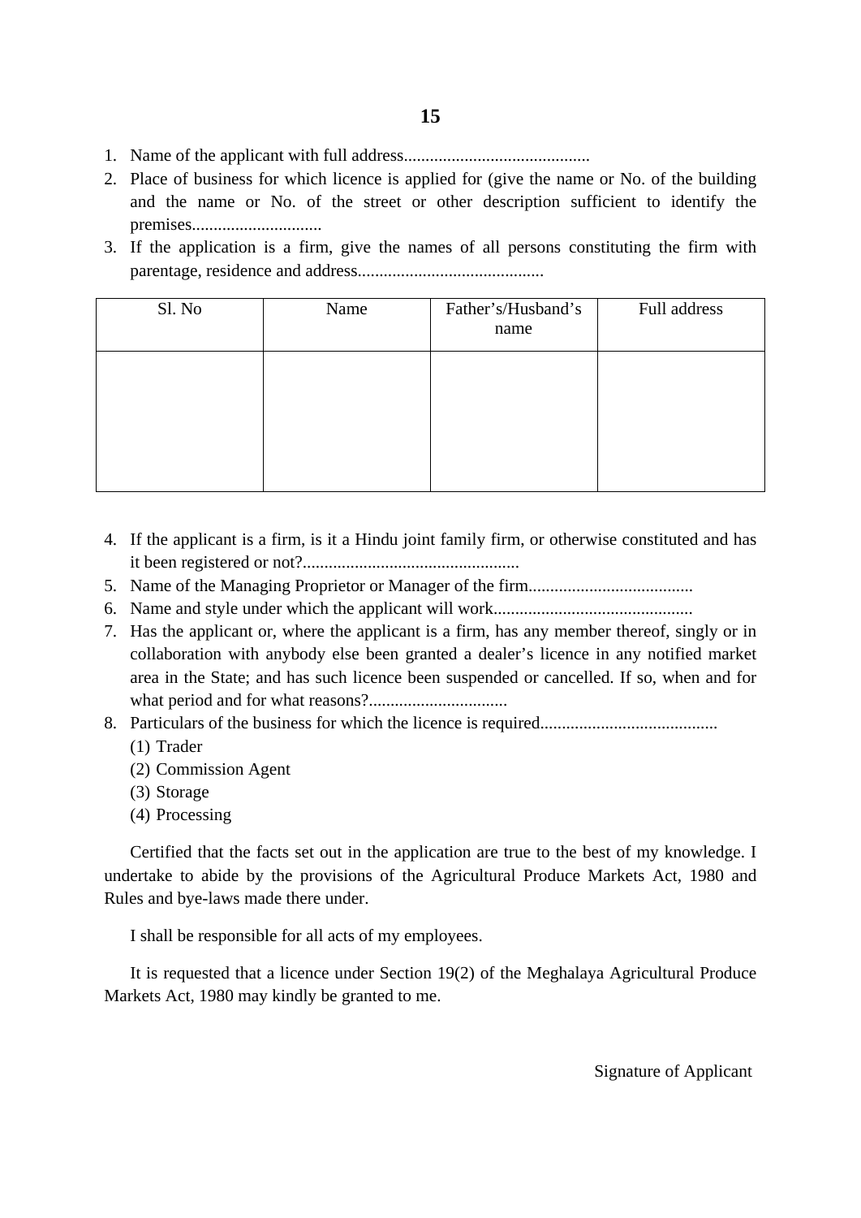1. Name of the applicant with full address...........................................
2. Place of business for which licence is applied for (give the name or No. of the building and the name or No. of the street or other description sufficient to identify the premises..............................
3. If the application is a firm, give the names of all persons constituting the firm with parentage, residence and address...........................................

| Sl. No | Name | Father's/Husband's name | Full address |
|---|---|---|---|
| | | | |

4. If the applicant is a firm, is it a Hindu joint family firm, or otherwise constituted and has it been registered or not?..................................................
5. Name of the Managing Proprietor or Manager of the firm......................................
6. Name and style under which the applicant will work..............................................
7. Has the applicant or, where the applicant is a firm, has any member thereof, singly or in collaboration with anybody else been granted a dealer's licence in any notified market area in the State; and has such licence been suspended or cancelled. If so, when and for what period and for what reasons?................................
8. Particulars of the business for which the licence is required.........................................
   (1) Trader
   (2) Commission Agent
   (3) Storage
   (4) Processing

Certified that the facts set out in the application are true to the best of my knowledge. I undertake to abide by the provisions of the Agricultural Produce Markets Act, 1980 and Rules and bye-laws made there under.

I shall be responsible for all acts of my employees.

It is requested that a licence under Section 19(2) of the Meghalaya Agricultural Produce Markets Act, 1980 may kindly be granted to me.

Signature of Applicant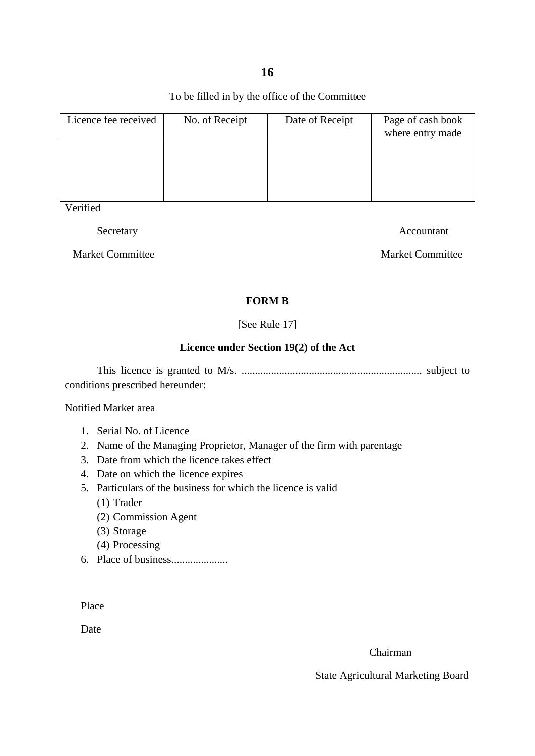To be filled in by the office of the Committee

| Licence fee received | No. of Receipt | Date of Receipt | Page of cash book where entry made |
|---|---|---|---|
| | | | |

Verified

Secretary
Market Committee

Accountant
Market Committee

## FORM B

[See Rule 17]

### Licence under Section 19(2) of the Act

This licence is granted to M/s. ................................................................... subject to conditions prescribed hereunder:

Notified Market area

1. Serial No. of Licence
2. Name of the Managing Proprietor, Manager of the firm with parentage
3. Date from which the licence takes effect
4. Date on which the licence expires
5. Particulars of the business for which the licence is valid
   (1) Trader
   (2) Commission Agent
   (3) Storage
   (4) Processing
6. Place of business.....................

Place

Date

Chairman
State Agricultural Marketing Board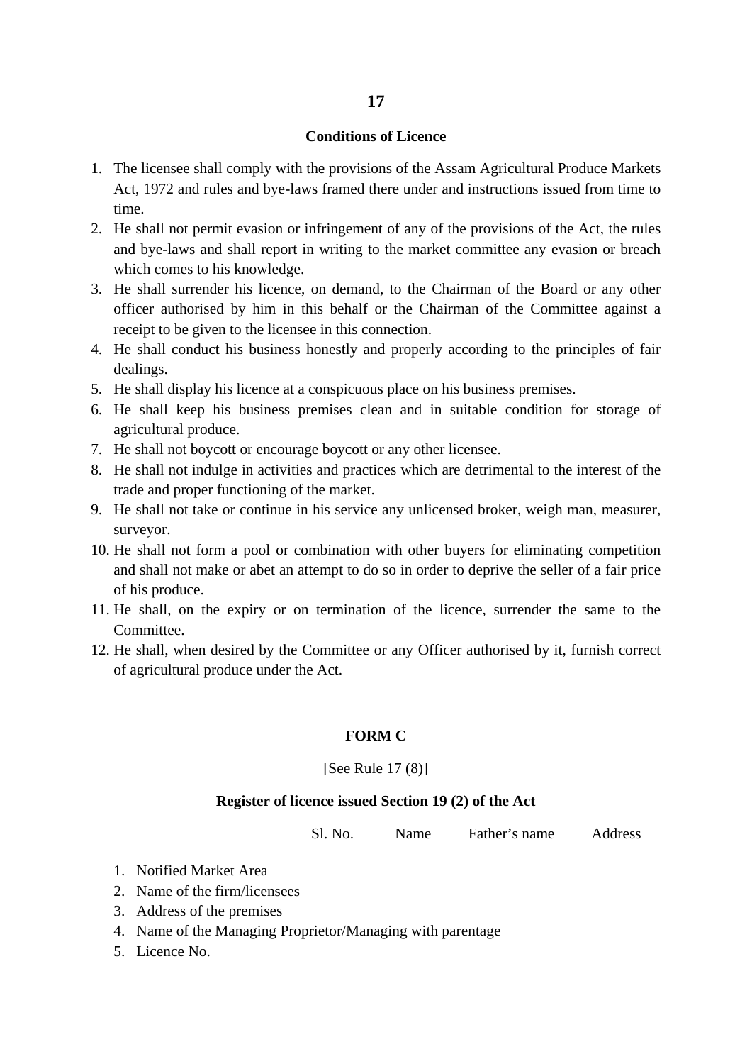## 17

### Conditions of Licence

1. The licensee shall comply with the provisions of the Assam Agricultural Produce Markets Act, 1972 and rules and bye-laws framed there under and instructions issued from time to time.
2. He shall not permit evasion or infringement of any of the provisions of the Act, the rules and bye-laws and shall report in writing to the market committee any evasion or breach which comes to his knowledge.
3. He shall surrender his licence, on demand, to the Chairman of the Board or any other officer authorised by him in this behalf or the Chairman of the Committee against a receipt to be given to the licensee in this connection.
4. He shall conduct his business honestly and properly according to the principles of fair dealings.
5. He shall display his licence at a conspicuous place on his business premises.
6. He shall keep his business premises clean and in suitable condition for storage of agricultural produce.
7. He shall not boycott or encourage boycott or any other licensee.
8. He shall not indulge in activities and practices which are detrimental to the interest of the trade and proper functioning of the market.
9. He shall not take or continue in his service any unlicensed broker, weigh man, measurer, surveyor.
10. He shall not form a pool or combination with other buyers for eliminating competition and shall not make or abet an attempt to do so in order to deprive the seller of a fair price of his produce.
11. He shall, on the expiry or on termination of the licence, surrender the same to the Committee.
12. He shall, when desired by the Committee or any Officer authorised by it, furnish correct of agricultural produce under the Act.

### FORM C

[See Rule 17 (8)]

**Register of licence issued Section 19 (2) of the Act**

Sl. No. Name Father's name Address

1. Notified Market Area
2. Name of the firm/licensees
3. Address of the premises
4. Name of the Managing Proprietor/Managing with parentage
5. Licence No.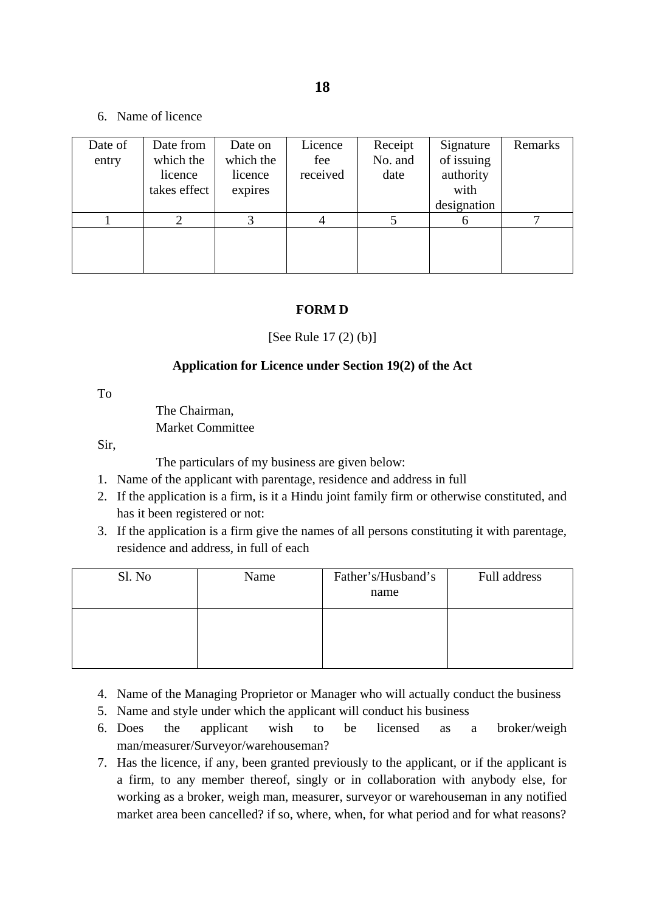6. Name of licence

| Date of entry | Date from which the licence takes effect | Date on which the licence expires | Licence fee received | Receipt No. and date | Signature of issuing authority with designation | Remarks |
|---|---|---|---|---|---|---|
| 1 | 2 | 3 | 4 | 5 | 6 | 7 |
| | | | | | | |

**FORM D**

[See Rule 17 (2) (b)]

**Application for Licence under Section 19(2) of the Act**

To

The Chairman,
Market Committee

Sir,

The particulars of my business are given below:

1. Name of the applicant with parentage, residence and address in full
2. If the application is a firm, is it a Hindu joint family firm or otherwise constituted, and has it been registered or not:
3. If the application is a firm give the names of all persons constituting it with parentage, residence and address, in full of each

| Sl. No | Name | Father's/Husband's name | Full address |
|---|---|---|---|
| | | | |

4. Name of the Managing Proprietor or Manager who will actually conduct the business
5. Name and style under which the applicant will conduct his business
6. Does the applicant wish to be licensed as a broker/weigh man/measurer/Surveyor/warehouseman?
7. Has the licence, if any, been granted previously to the applicant, or if the applicant is a firm, to any member thereof, singly or in collaboration with anybody else, for working as a broker, weigh man, measurer, surveyor or warehouseman in any notified market area been cancelled? if so, where, when, for what period and for what reasons?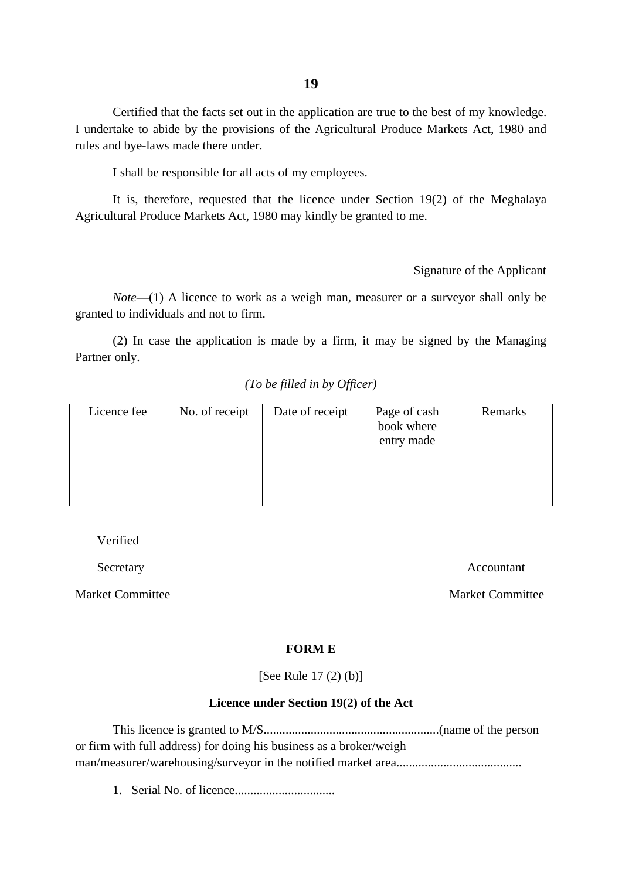Certified that the facts set out in the application are true to the best of my knowledge. I undertake to abide by the provisions of the Agricultural Produce Markets Act, 1980 and rules and bye-laws made there under.

I shall be responsible for all acts of my employees.

It is, therefore, requested that the licence under Section 19(2) of the Meghalaya Agricultural Produce Markets Act, 1980 may kindly be granted to me.

Signature of the Applicant

*Note*—(1) A licence to work as a weigh man, measurer or a surveyor shall only be granted to individuals and not to firm.

(2) In case the application is made by a firm, it may be signed by the Managing Partner only.

*(To be filled in by Officer)*

| Licence fee | No. of receipt | Date of receipt | Page of cash book where entry made | Remarks |
|---|---|---|---|---|
| | | | | |

Verified

Secretary

Market Committee

Accountant

Market Committee

**FORM E**

[See Rule 17 (2) (b)]

**Licence under Section 19(2) of the Act**

This licence is granted to M/S........................................................(name of the person or firm with full address) for doing his business as a broker/weigh man/measurer/warehousing/surveyor in the notified market area........................................

1. Serial No. of licence................................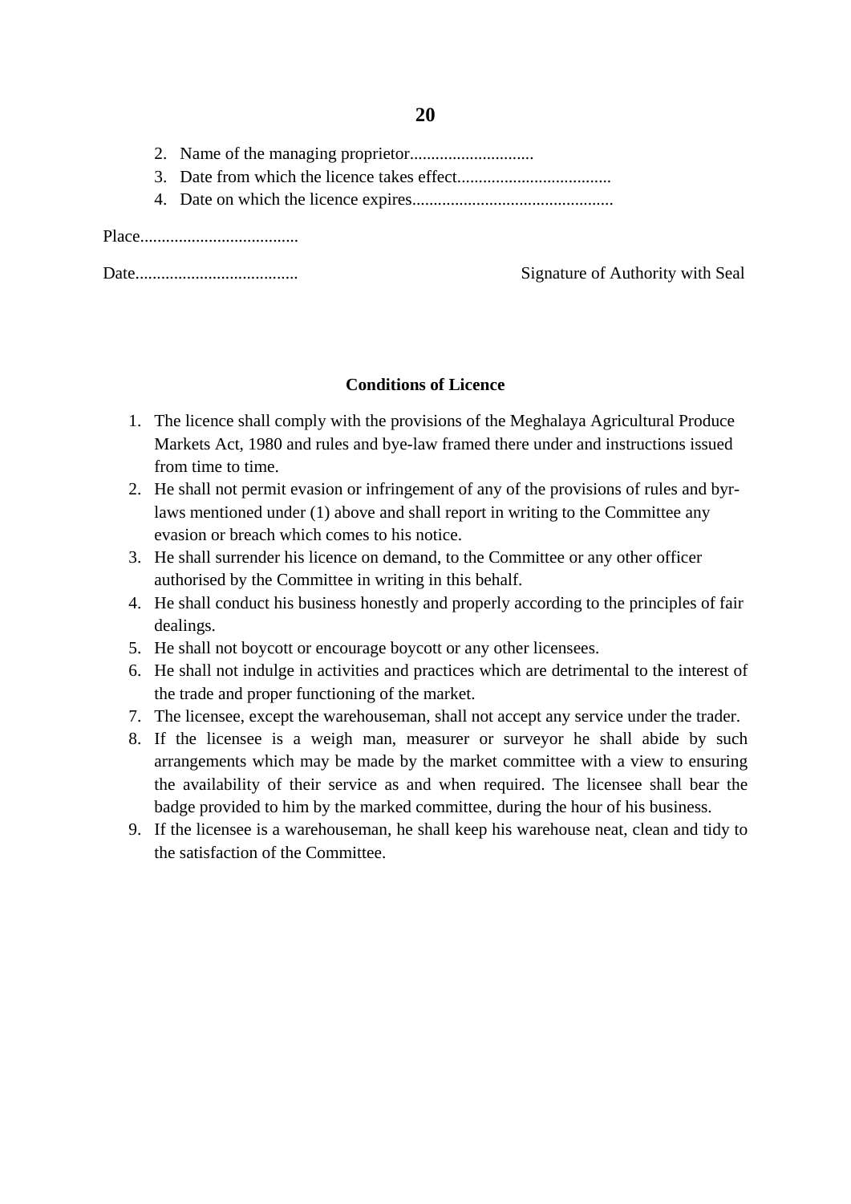2. Name of the managing proprietor.............................
3. Date from which the licence takes effect....................................
4. Date on which the licence expires...............................................

Place.....................................

Date...................................... Signature of Authority with Seal

**Conditions of Licence**

1. The licence shall comply with the provisions of the Meghalaya Agricultural Produce Markets Act, 1980 and rules and bye-law framed there under and instructions issued from time to time.
2. He shall not permit evasion or infringement of any of the provisions of rules and byr-laws mentioned under (1) above and shall report in writing to the Committee any evasion or breach which comes to his notice.
3. He shall surrender his licence on demand, to the Committee or any other officer authorised by the Committee in writing in this behalf.
4. He shall conduct his business honestly and properly according to the principles of fair dealings.
5. He shall not boycott or encourage boycott or any other licensees.
6. He shall not indulge in activities and practices which are detrimental to the interest of the trade and proper functioning of the market.
7. The licensee, except the warehouseman, shall not accept any service under the trader.
8. If the licensee is a weigh man, measurer or surveyor he shall abide by such arrangements which may be made by the market committee with a view to ensuring the availability of their service as and when required. The licensee shall bear the badge provided to him by the marked committee, during the hour of his business.
9. If the licensee is a warehouseman, he shall keep his warehouse neat, clean and tidy to the satisfaction of the Committee.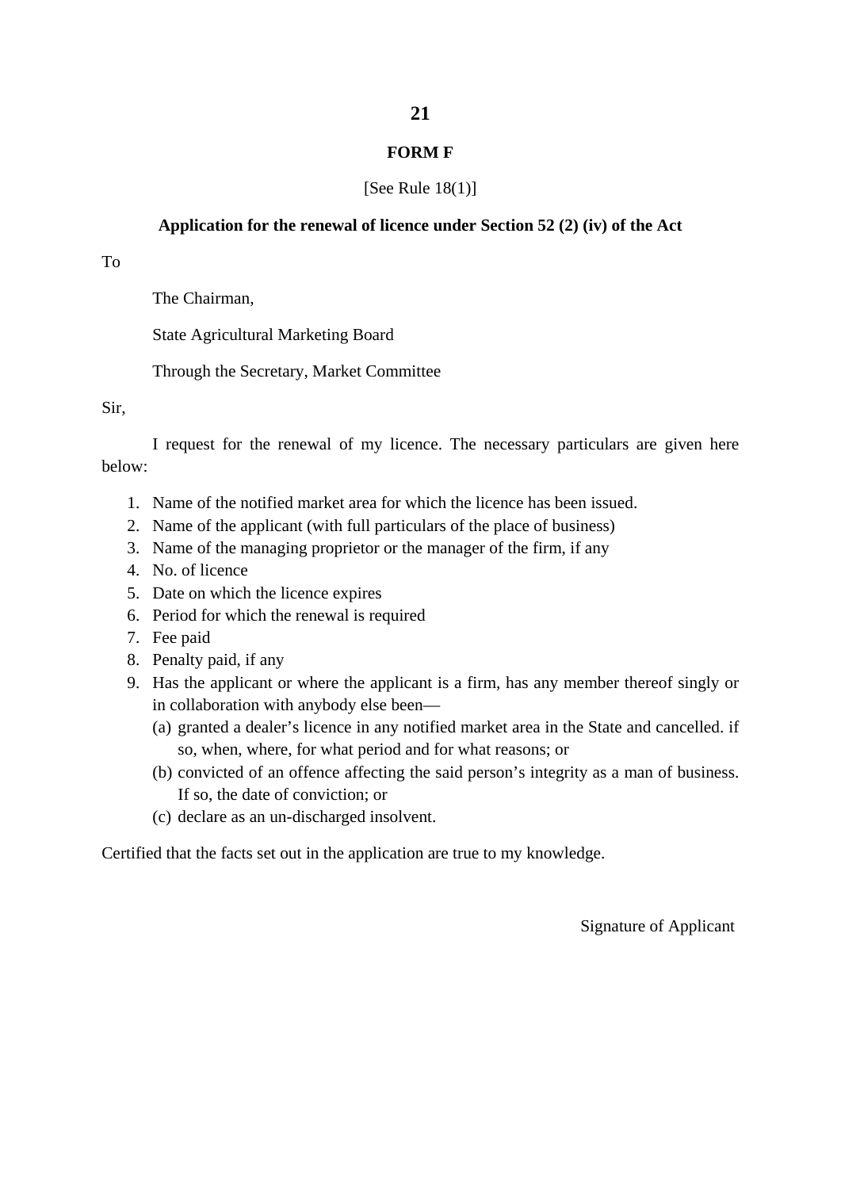## FORM F

[See Rule 18(1)]

### Application for the renewal of licence under Section 52 (2) (iv) of the Act

To

The Chairman,

State Agricultural Marketing Board

Through the Secretary, Market Committee

Sir,

I request for the renewal of my licence. The necessary particulars are given here below:

1. Name of the notified market area for which the licence has been issued.
2. Name of the applicant (with full particulars of the place of business)
3. Name of the managing proprietor or the manager of the firm, if any
4. No. of licence
5. Date on which the licence expires
6. Period for which the renewal is required
7. Fee paid
8. Penalty paid, if any
9. Has the applicant or where the applicant is a firm, has any member thereof singly or in collaboration with anybody else been—
   - (a) granted a dealer's licence in any notified market area in the State and cancelled. if so, when, where, for what period and for what reasons; or
   - (b) convicted of an offence affecting the said person's integrity as a man of business. If so, the date of conviction; or
   - (c) declare as an un-discharged insolvent.

Certified that the facts set out in the application are true to my knowledge.

Signature of Applicant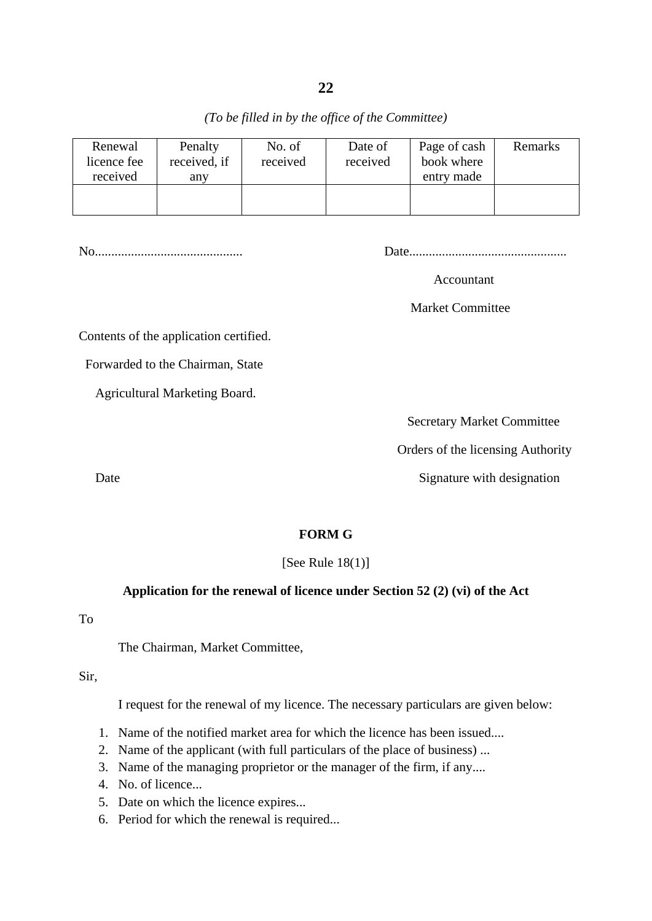*(To be filled in by the office of the Committee)*

| Renewal licence fee received | Penalty received, if any | No. of received | Date of received | Page of cash book where entry made | Remarks |
|---|---|---|---|---|---|
| | | | | | |

No............................................ Date................................................

Accountant

Market Committee

Contents of the application certified.

Forwarded to the Chairman, State

Agricultural Marketing Board.

Secretary Market Committee

Orders of the licensing Authority

Date

Signature with designation

## FORM G

[See Rule 18(1)]

**Application for the renewal of licence under Section 52 (2) (vi) of the Act**

To

The Chairman, Market Committee,

Sir,

I request for the renewal of my licence. The necessary particulars are given below:

1. Name of the notified market area for which the licence has been issued....
2. Name of the applicant (with full particulars of the place of business) ...
3. Name of the managing proprietor or the manager of the firm, if any....
4. No. of licence...
5. Date on which the licence expires...
6. Period for which the renewal is required...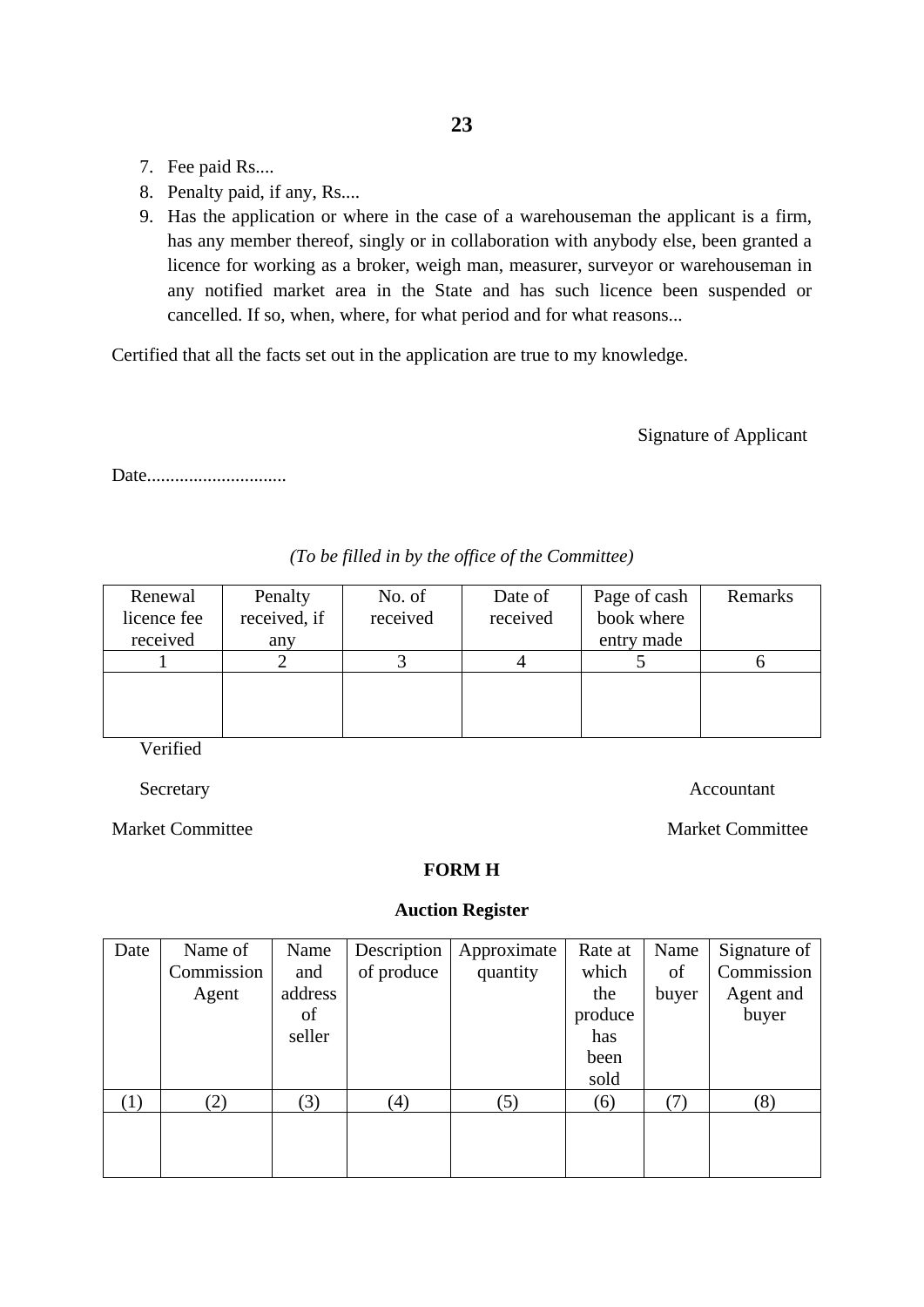7. Fee paid Rs....
8. Penalty paid, if any, Rs....
9. Has the application or where in the case of a warehouseman the applicant is a firm, has any member thereof, singly or in collaboration with anybody else, been granted a licence for working as a broker, weigh man, measurer, surveyor or warehouseman in any notified market area in the State and has such licence been suspended or cancelled. If so, when, where, for what period and for what reasons...

Certified that all the facts set out in the application are true to my knowledge.

Signature of Applicant

Date.............................

*(To be filled in by the office of the Committee)*

| Renewal licence fee received | Penalty received, if any | No. of received | Date of received | Page of cash book where entry made | Remarks |
|---|---|---|---|---|---|
| 1 | 2 | 3 | 4 | 5 | 6 |
| | | | | | |

Verified

Secretary

Market Committee

Accountant

Market Committee

**FORM H**

**Auction Register**

| Date | Name of Commission Agent | Name and address of seller | Description of produce | Approximate quantity | Rate at which the produce has been sold | Name of buyer | Signature of Commission Agent and buyer |
|---|---|---|---|---|---|---|---|
| (1) | (2) | (3) | (4) | (5) | (6) | (7) | (8) |
| | | | | | | | |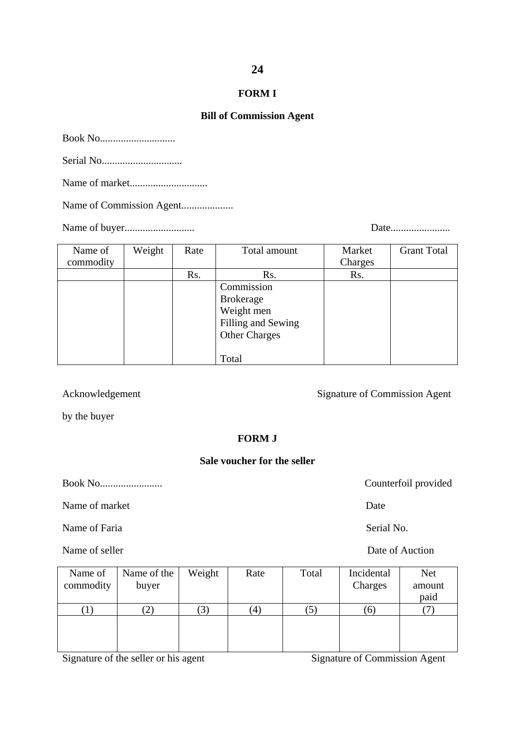## FORM I

### Bill of Commission Agent

Book No.............................

Serial No...............................

Name of market..............................

Name of Commission Agent....................

Name of buyer...........................                                        Date.......................

| Name of commodity | Weight | Rate | Total amount | Market Charges | Grant Total |
|---|---|---|---|---|---|
| | | Rs. | Rs. | Rs. | |
| | | | Commission<br>Brokerage<br>Weight men<br>Filling and Sewing<br>Other Charges<br><br>Total | | |

Acknowledgement by the buyer                                        Signature of Commission Agent

## FORM J

### Sale voucher for the seller

Book No........................                                        Counterfoil provided

Name of market                                        Date

Name of Faria                                        Serial No.

Name of seller                                        Date of Auction

| Name of commodity | Name of the buyer | Weight | Rate | Total | Incidental Charges | Net amount paid |
|---|---|---|---|---|---|---|
| (1) | (2) | (3) | (4) | (5) | (6) | (7) |
| | | | | | | |

Signature of the seller or his agent                                        Signature of Commission Agent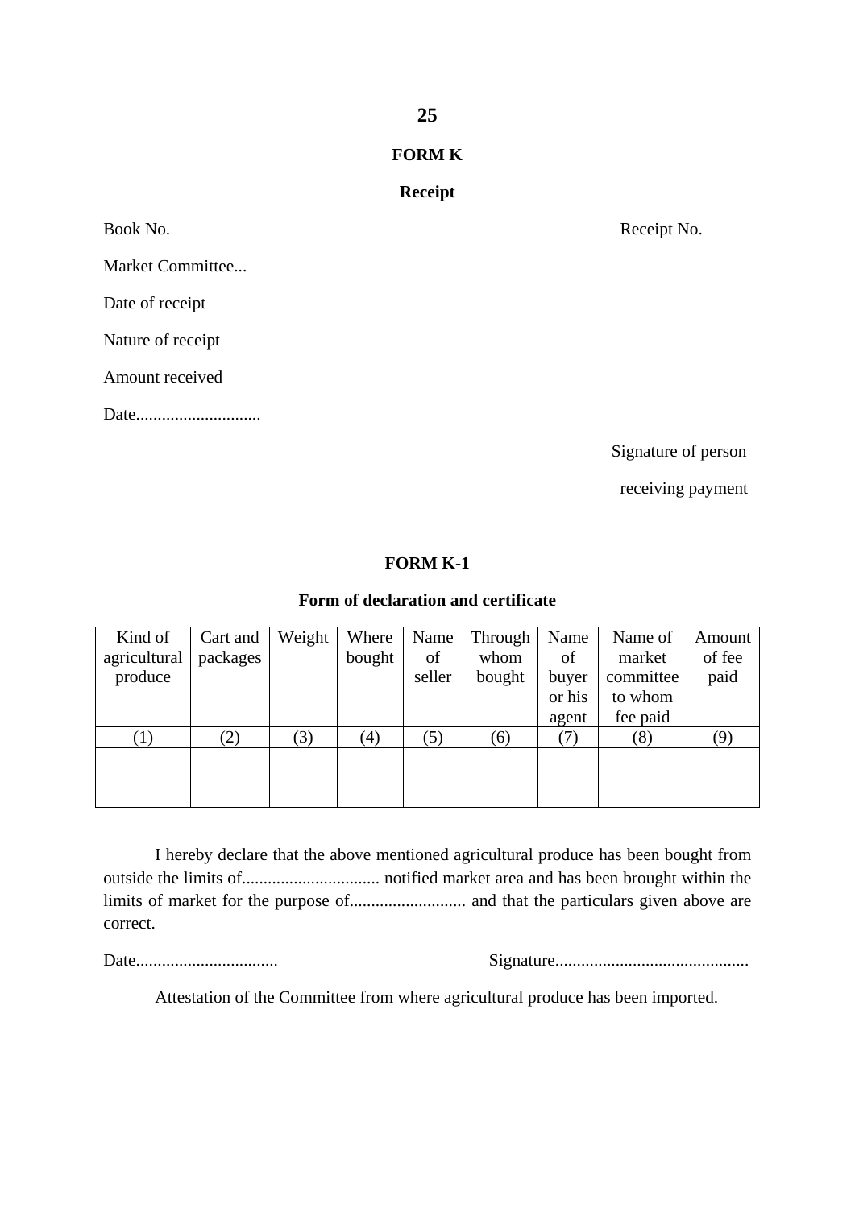## FORM K

### Receipt

Book No. Receipt No.

Market Committee...

Date of receipt

Nature of receipt

Amount received

Date.............................

Signature of person

receiving payment

## FORM K-1

### Form of declaration and certificate

| Kind of agricultural produce | Cart and packages | Weight | Where bought | Name of seller | Through whom bought | Name of buyer or his agent | Name of market committee to whom fee paid | Amount of fee paid |
|---|---|---|---|---|---|---|---|---|
| (1) | (2) | (3) | (4) | (5) | (6) | (7) | (8) | (9) |
| | | | | | | | | |

I hereby declare that the above mentioned agricultural produce has been bought from outside the limits of................................ notified market area and has been brought within the limits of market for the purpose of........................... and that the particulars given above are correct.

Date................................. Signature.............................................

Attestation of the Committee from where agricultural produce has been imported.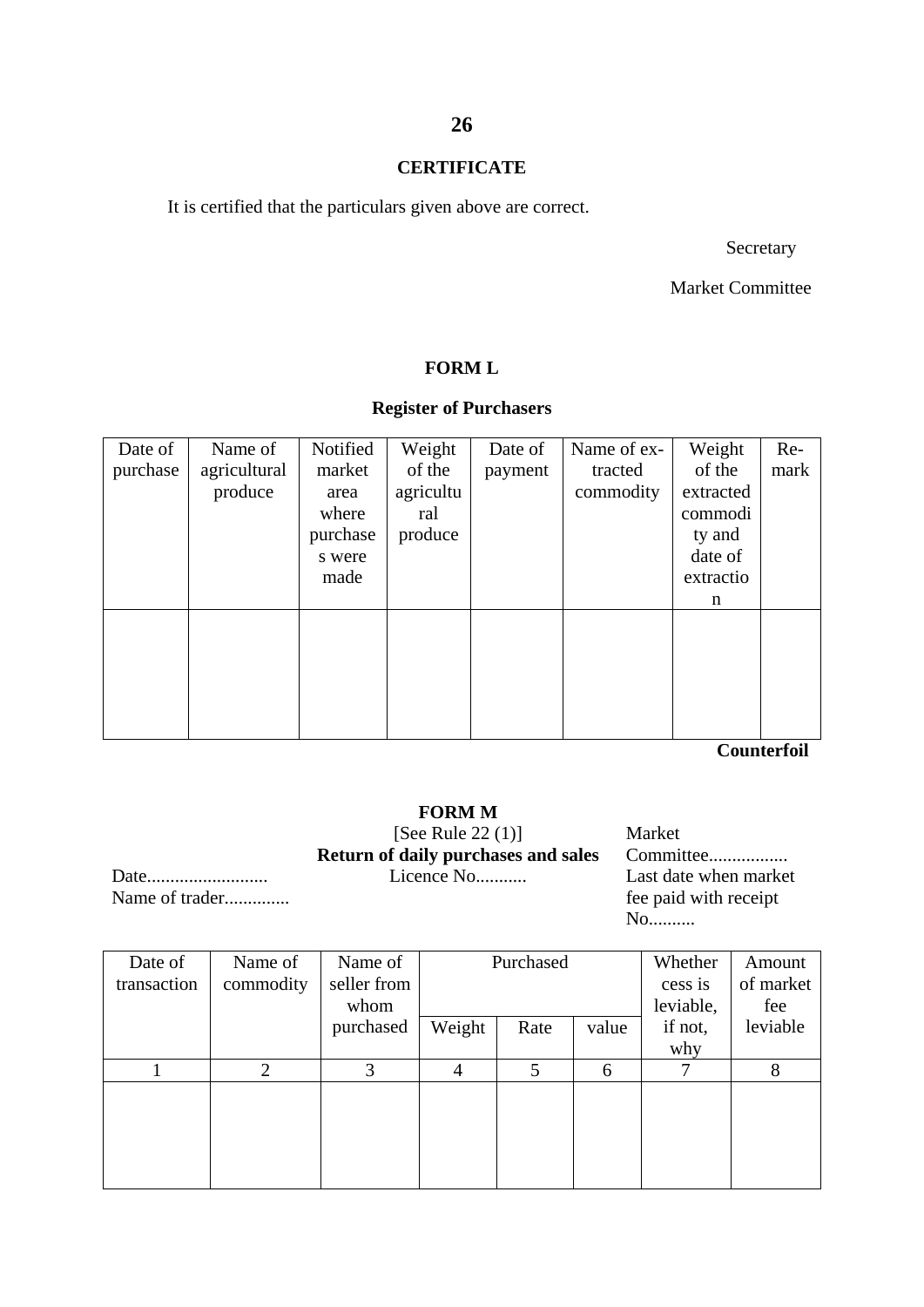**CERTIFICATE**

It is certified that the particulars given above are correct.

Secretary

Market Committee

**FORM L**

**Register of Purchasers**

| Date of purchase | Name of agricultural produce | Notified market area where purchases were made | Weight of the agricultural produce | Date of payment | Name of extracted commodity | Weight of the extracted commodity and date of extraction | Remark |
|---|---|---|---|---|---|---|---|
| | | | | | | | |

**Counterfoil**

**FORM M**

[See Rule 22 (1)]

**Return of daily purchases and sales**

Licence No...........

Market Committee.................

Last date when market fee paid with receipt No..........

Date..........................

Name of trader.............

| Date of transaction | Name of commodity | Name of seller from whom purchased | Purchased | | | Whether cess is leviable, if not, why | Amount of market fee leviable |
|---|---|---|---|---|---|---|---|
| | | | Weight | Rate | value | | |
| 1 | 2 | 3 | 4 | 5 | 6 | 7 | 8 |
| | | | | | | | |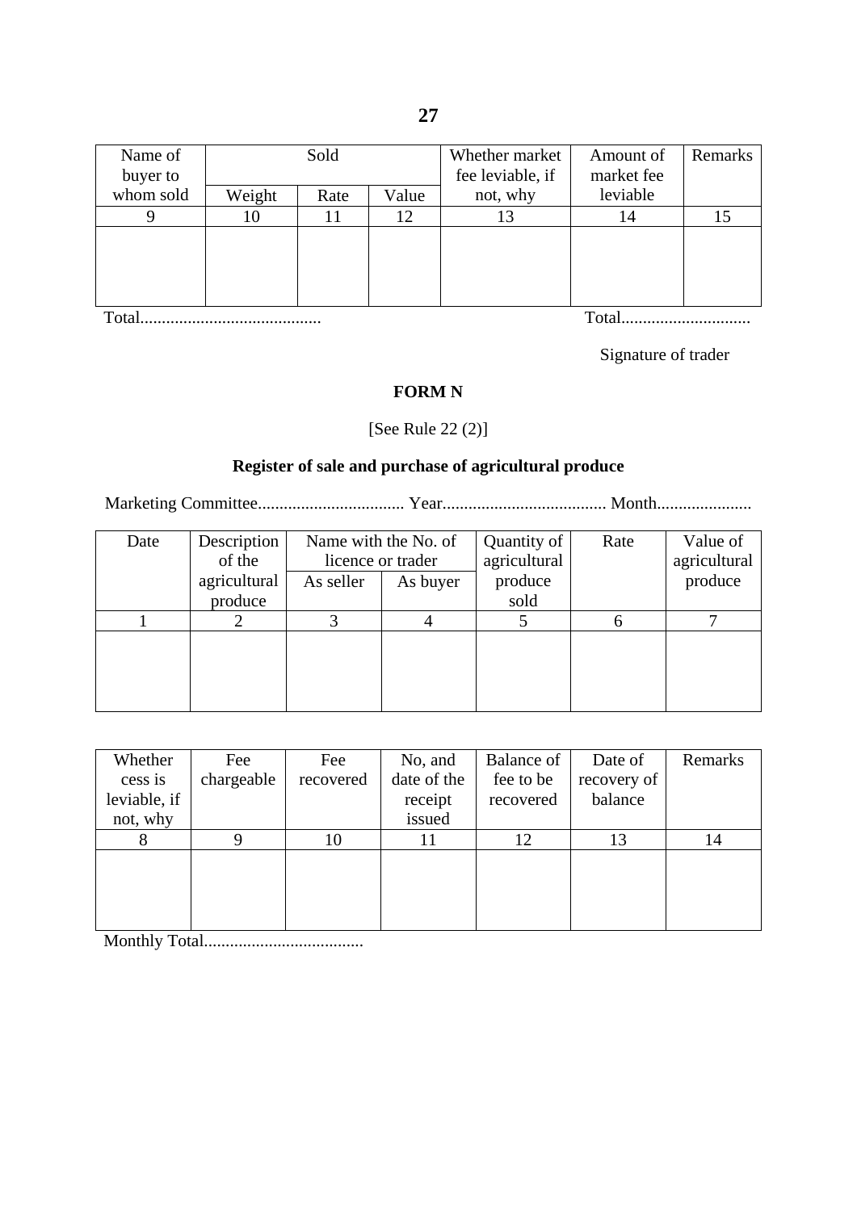| Name of buyer to whom sold | Sold | | | Whether market fee leviable, if not, why | Amount of market fee leviable | Remarks |
|---|---|---|---|---|---|---|
| | Weight | Rate | Value | | | |
| 9 | 10 | 11 | 12 | 13 | 14 | 15 |
| | | | | | | |

Total.......................................... Total..............................

Signature of trader

## FORM N

[See Rule 22 (2)]

### Register of sale and purchase of agricultural produce

Marketing Committee.................................. Year...................................... Month......................

| Date | Description of the agricultural produce | Name with the No. of licence or trader | | Quantity of agricultural produce sold | Rate | Value of agricultural produce |
|---|---|---|---|---|---|---|
| | | As seller | As buyer | | | |
| 1 | 2 | 3 | 4 | 5 | 6 | 7 |
| | | | | | | |

| Whether cess is leviable, if not, why | Fee chargeable | Fee recovered | No, and date of the receipt issued | Balance of fee to be recovered | Date of recovery of balance | Remarks |
|---|---|---|---|---|---|---|
| 8 | 9 | 10 | 11 | 12 | 13 | 14 |
| | | | | | | |

Monthly Total.....................................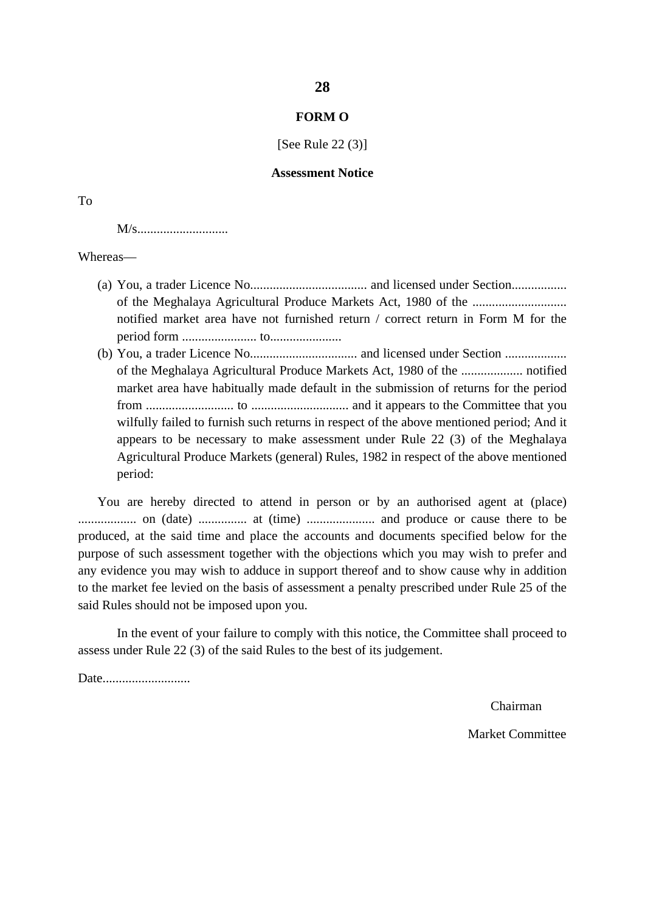## FORM O

[See Rule 22 (3)]

**Assessment Notice**

To

M/s............................

Whereas—

(a) You, a trader Licence No.................................... and licensed under Section................. of the Meghalaya Agricultural Produce Markets Act, 1980 of the ............................ notified market area have not furnished return / correct return in Form M for the period form ....................... to......................

(b) You, a trader Licence No................................. and licensed under Section ................... of the Meghalaya Agricultural Produce Markets Act, 1980 of the ................... notified market area have habitually made default in the submission of returns for the period from ........................... to .............................. and it appears to the Committee that you wilfully failed to furnish such returns in respect of the above mentioned period; And it appears to be necessary to make assessment under Rule 22 (3) of the Meghalaya Agricultural Produce Markets (general) Rules, 1982 in respect of the above mentioned period:

You are hereby directed to attend in person or by an authorised agent at (place) .................. on (date) ............... at (time) ..................... and produce or cause there to be produced, at the said time and place the accounts and documents specified below for the purpose of such assessment together with the objections which you may wish to prefer and any evidence you may wish to adduce in support thereof and to show cause why in addition to the market fee levied on the basis of assessment a penalty prescribed under Rule 25 of the said Rules should not be imposed upon you.

In the event of your failure to comply with this notice, the Committee shall proceed to assess under Rule 22 (3) of the said Rules to the best of its judgement.

Date...........................

Chairman

Market Committee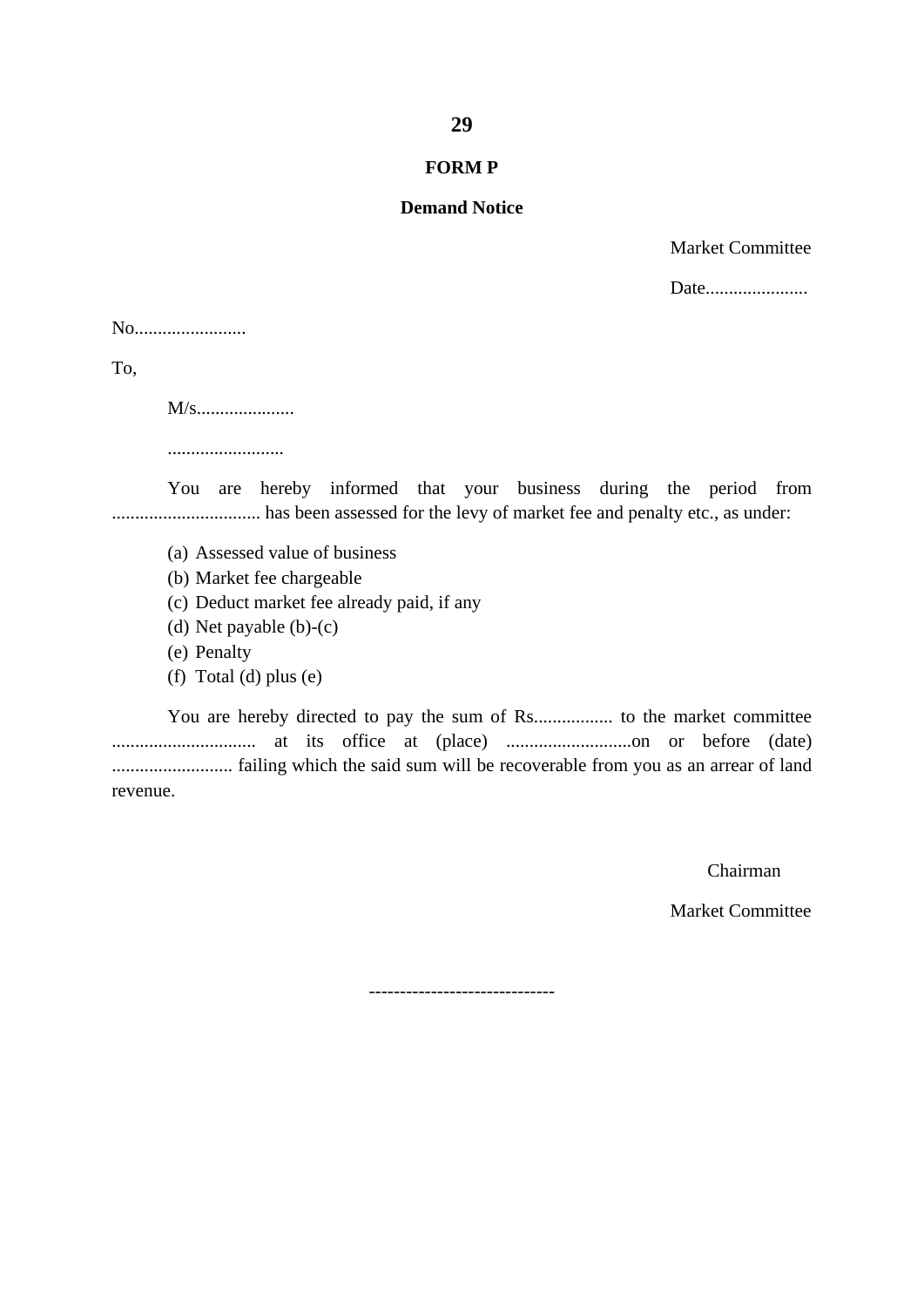# FORM P

## Demand Notice

Market Committee

Date......................

No........................

To,

M/s.....................

.........................

You are hereby informed that your business during the period from ................................ has been assessed for the levy of market fee and penalty etc., as under:

(a) Assessed value of business
(b) Market fee chargeable
(c) Deduct market fee already paid, if any
(d) Net payable (b)-(c)
(e) Penalty
(f) Total (d) plus (e)

You are hereby directed to pay the sum of Rs................. to the market committee .............................. at its office at (place) ...........................on or before (date) .......................... failing which the said sum will be recoverable from you as an arrear of land revenue.

Chairman

Market Committee

-----------------------------